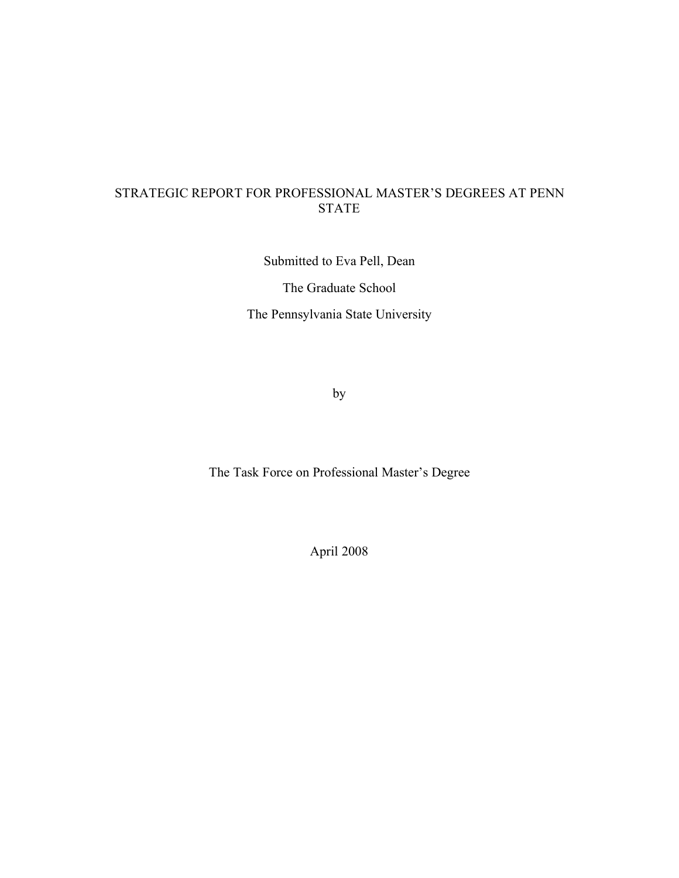# STRATEGIC REPORT FOR PROFESSIONAL MASTER'S DEGREES AT PENN STATE

Submitted to Eva Pell, Dean

The Graduate School

The Pennsylvania State University

by

The Task Force on Professional Master's Degree

April 2008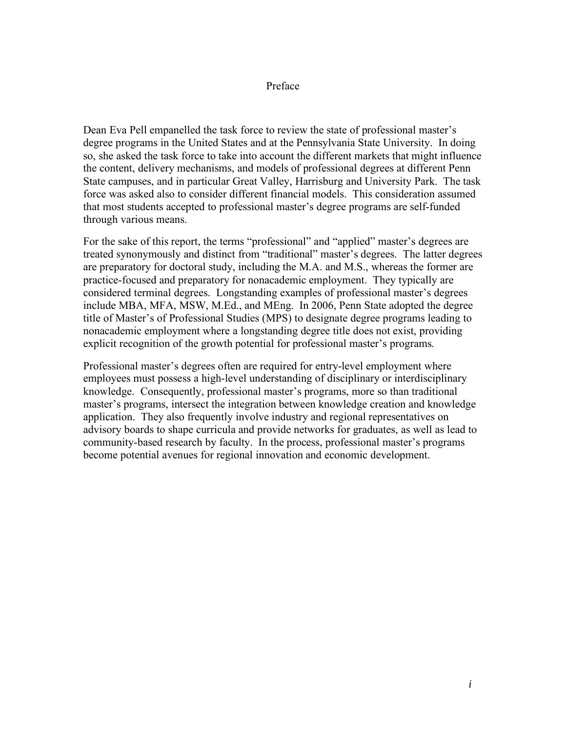# Preface

Dean Eva Pell empanelled the task force to review the state of professional master's degree programs in the United States and at the Pennsylvania State University. In doing so, she asked the task force to take into account the different markets that might influence the content, delivery mechanisms, and models of professional degrees at different Penn State campuses, and in particular Great Valley, Harrisburg and University Park. The task force was asked also to consider different financial models. This consideration assumed that most students accepted to professional master's degree programs are self-funded through various means.

For the sake of this report, the terms "professional" and "applied" master's degrees are treated synonymously and distinct from "traditional" master's degrees. The latter degrees are preparatory for doctoral study, including the M.A. and M.S., whereas the former are practice-focused and preparatory for nonacademic employment. They typically are considered terminal degrees. Longstanding examples of professional master's degrees include MBA, MFA, MSW, M.Ed., and MEng. In 2006, Penn State adopted the degree title of Master's of Professional Studies (MPS) to designate degree programs leading to nonacademic employment where a longstanding degree title does not exist, providing explicit recognition of the growth potential for professional master's programs.

Professional master's degrees often are required for entry-level employment where employees must possess a high-level understanding of disciplinary or interdisciplinary knowledge. Consequently, professional master's programs, more so than traditional master's programs, intersect the integration between knowledge creation and knowledge application. They also frequently involve industry and regional representatives on advisory boards to shape curricula and provide networks for graduates, as well as lead to community-based research by faculty. In the process, professional master's programs become potential avenues for regional innovation and economic development.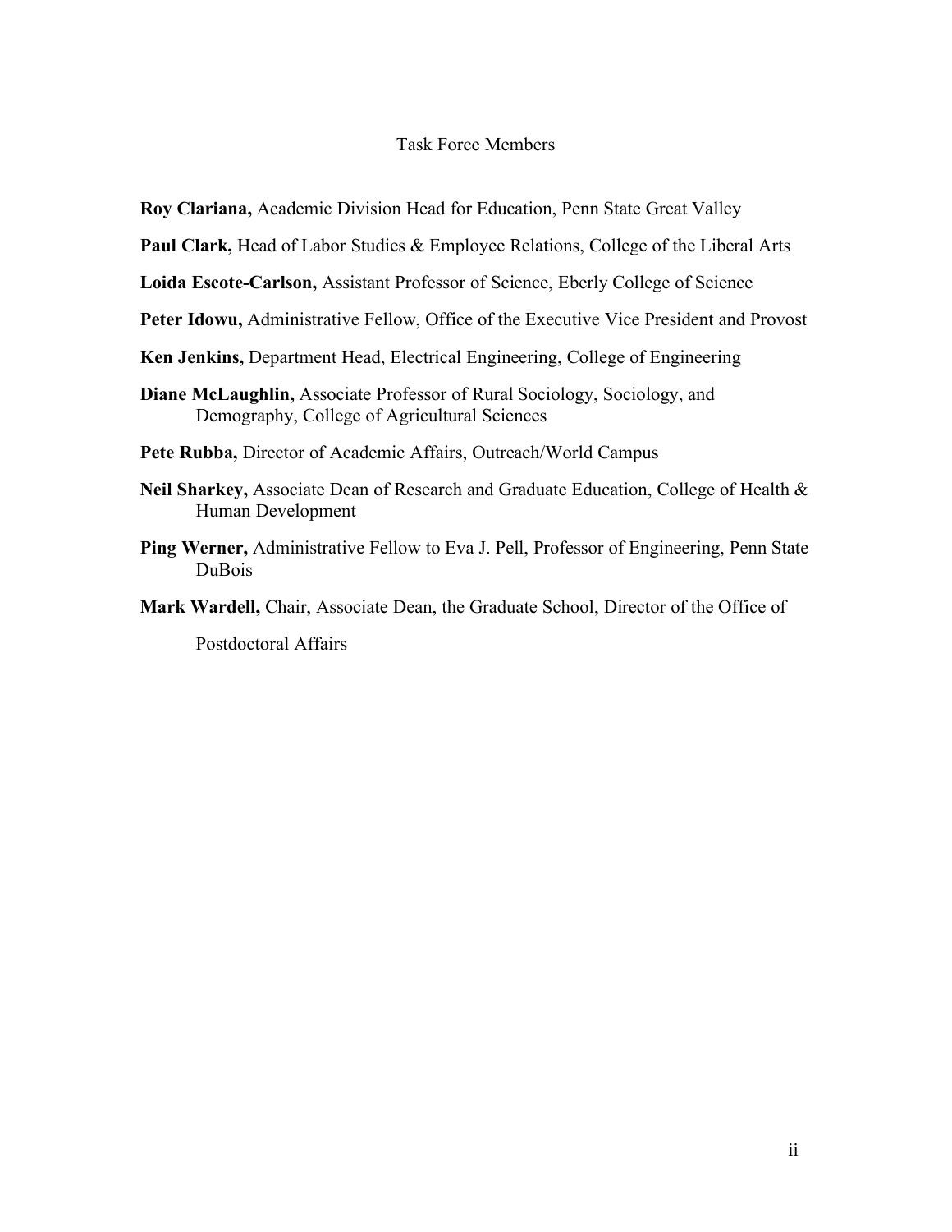## Task Force Members

**Roy Clariana,** Academic Division Head for Education, Penn State Great Valley

**Paul Clark,** Head of Labor Studies & Employee Relations, College of the Liberal Arts

**Loida Escote-Carlson,** Assistant Professor of Science, Eberly College of Science

**Peter Idowu,** Administrative Fellow, Office of the Executive Vice President and Provost

**Ken Jenkins,** Department Head, Electrical Engineering, College of Engineering

**Diane McLaughlin,** Associate Professor of Rural Sociology, Sociology, and Demography, College of Agricultural Sciences

**Pete Rubba,** Director of Academic Affairs, Outreach/World Campus

**Neil Sharkey,** Associate Dean of Research and Graduate Education, College of Health & Human Development

**Ping Werner,** Administrative Fellow to Eva J. Pell, Professor of Engineering, Penn State DuBois

**Mark Wardell,** Chair, Associate Dean, the Graduate School, Director of the Office of Postdoctoral Affairs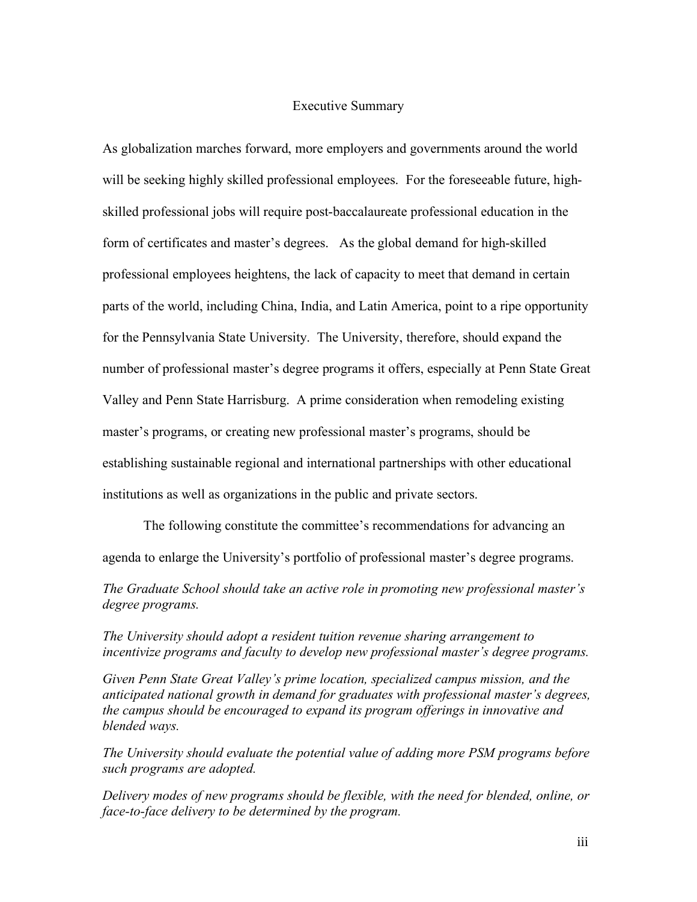# Executive Summary

As globalization marches forward, more employers and governments around the world will be seeking highly skilled professional employees. For the foreseeable future, high-skilled professional jobs will require post-baccalaureate professional education in the form of certificates and master's degrees. As the global demand for high-skilled professional employees heightens, the lack of capacity to meet that demand in certain parts of the world, including China, India, and Latin America, point to a ripe opportunity for the Pennsylvania State University. The University, therefore, should expand the number of professional master's degree programs it offers, especially at Penn State Great Valley and Penn State Harrisburg. A prime consideration when remodeling existing master's programs, or creating new professional master's programs, should be establishing sustainable regional and international partnerships with other educational institutions as well as organizations in the public and private sectors.

The following constitute the committee's recommendations for advancing an agenda to enlarge the University's portfolio of professional master's degree programs.

*The Graduate School should take an active role in promoting new professional master's degree programs.*

*The University should adopt a resident tuition revenue sharing arrangement to incentivize programs and faculty to develop new professional master's degree programs.*

*Given Penn State Great Valley's prime location, specialized campus mission, and the anticipated national growth in demand for graduates with professional master's degrees, the campus should be encouraged to expand its program offerings in innovative and blended ways.*

*The University should evaluate the potential value of adding more PSM programs before such programs are adopted.*

*Delivery modes of new programs should be flexible, with the need for blended, online, or face-to-face delivery to be determined by the program.*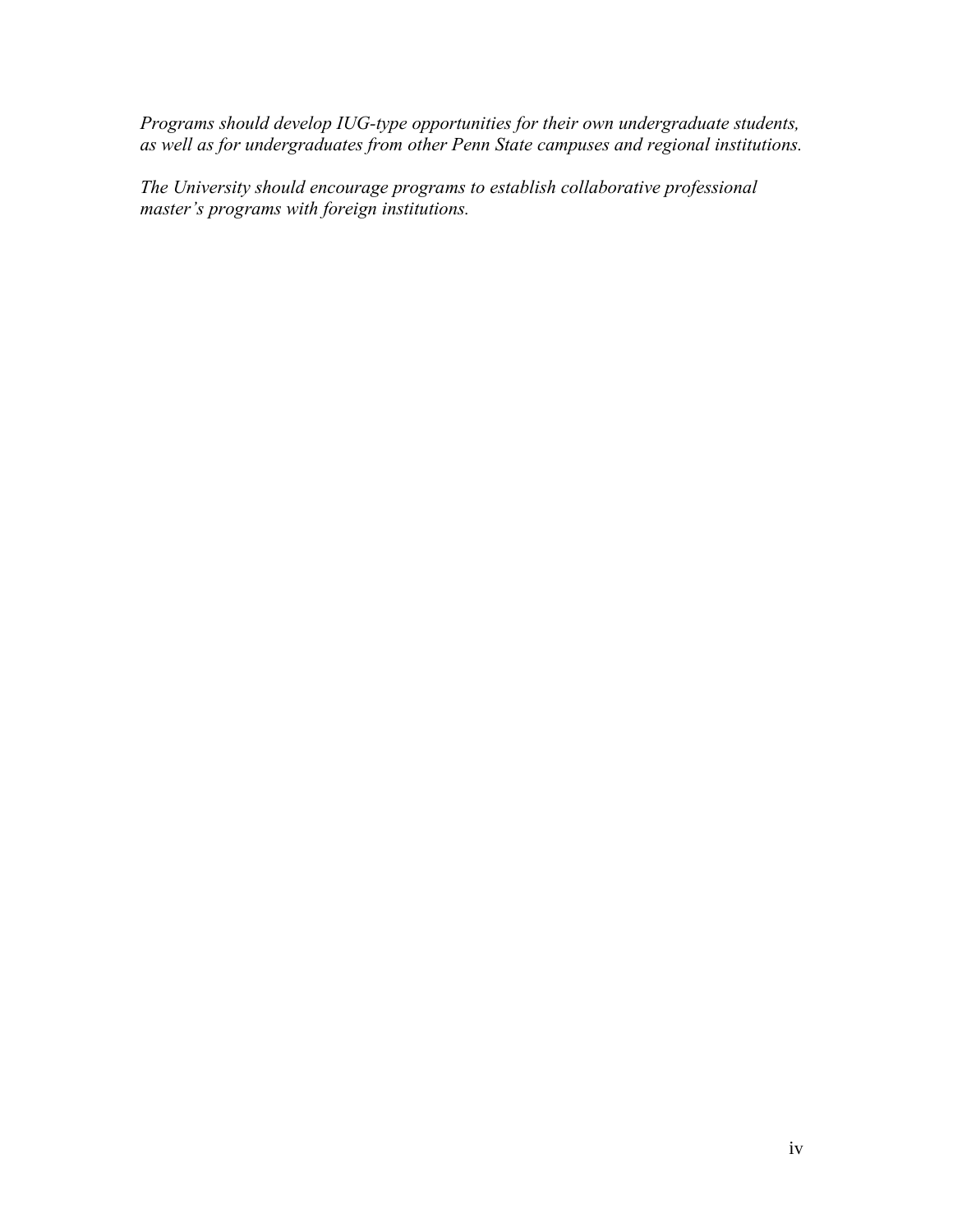*Programs should develop IUG-type opportunities for their own undergraduate students, as well as for undergraduates from other Penn State campuses and regional institutions.*

*The University should encourage programs to establish collaborative professional master's programs with foreign institutions.*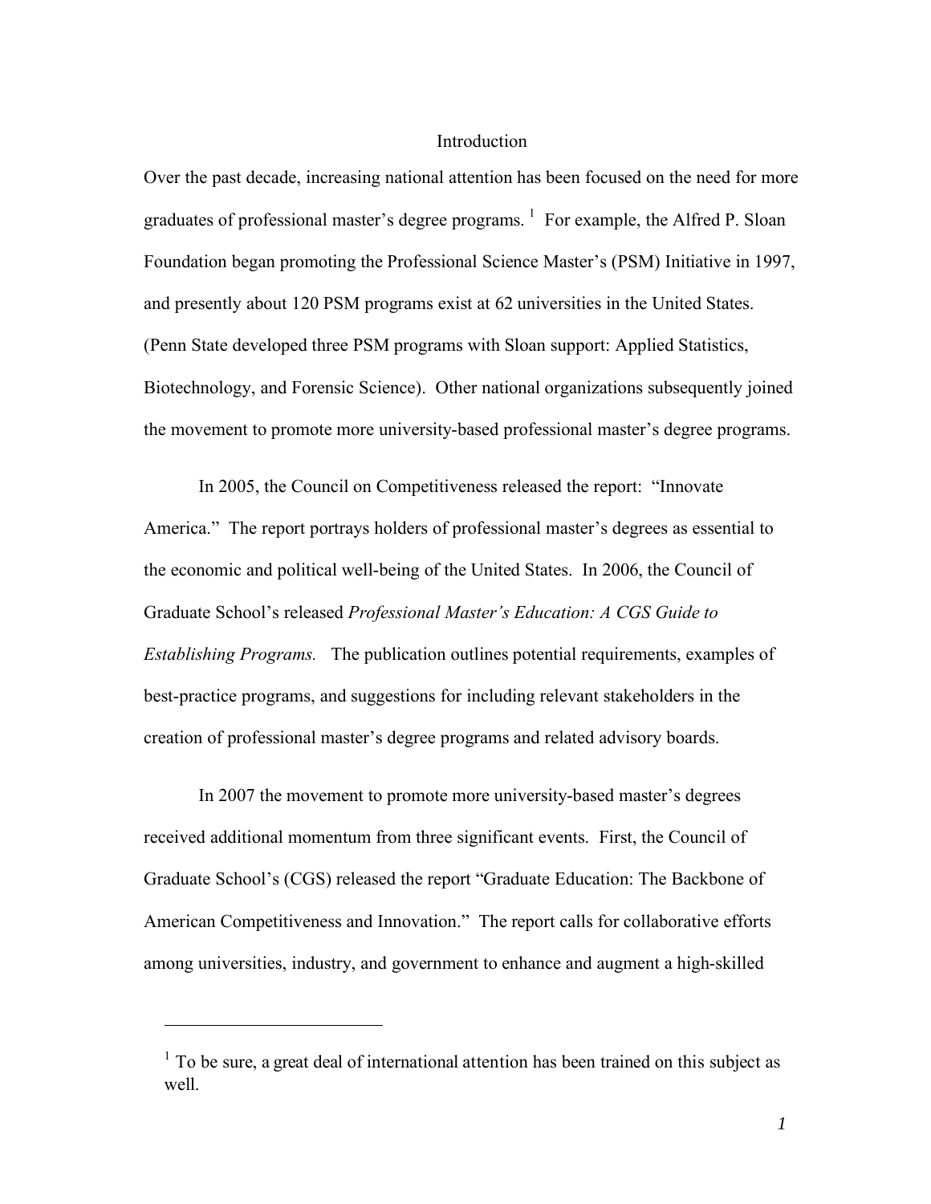## Introduction

Over the past decade, increasing national attention has been focused on the need for more graduates of professional master's degree programs. [1] For example, the Alfred P. Sloan Foundation began promoting the Professional Science Master's (PSM) Initiative in 1997, and presently about 120 PSM programs exist at 62 universities in the United States. (Penn State developed three PSM programs with Sloan support: Applied Statistics, Biotechnology, and Forensic Science). Other national organizations subsequently joined the movement to promote more university-based professional master's degree programs.

In 2005, the Council on Competitiveness released the report: "Innovate America." The report portrays holders of professional master's degrees as essential to the economic and political well-being of the United States. In 2006, the Council of Graduate School's released *Professional Master's Education: A CGS Guide to Establishing Programs.* The publication outlines potential requirements, examples of best-practice programs, and suggestions for including relevant stakeholders in the creation of professional master's degree programs and related advisory boards.

In 2007 the movement to promote more university-based master's degrees received additional momentum from three significant events. First, the Council of Graduate School's (CGS) released the report "Graduate Education: The Backbone of American Competitiveness and Innovation." The report calls for collaborative efforts among universities, industry, and government to enhance and augment a high-skilled

---

[1] To be sure, a great deal of international attention has been trained on this subject as well.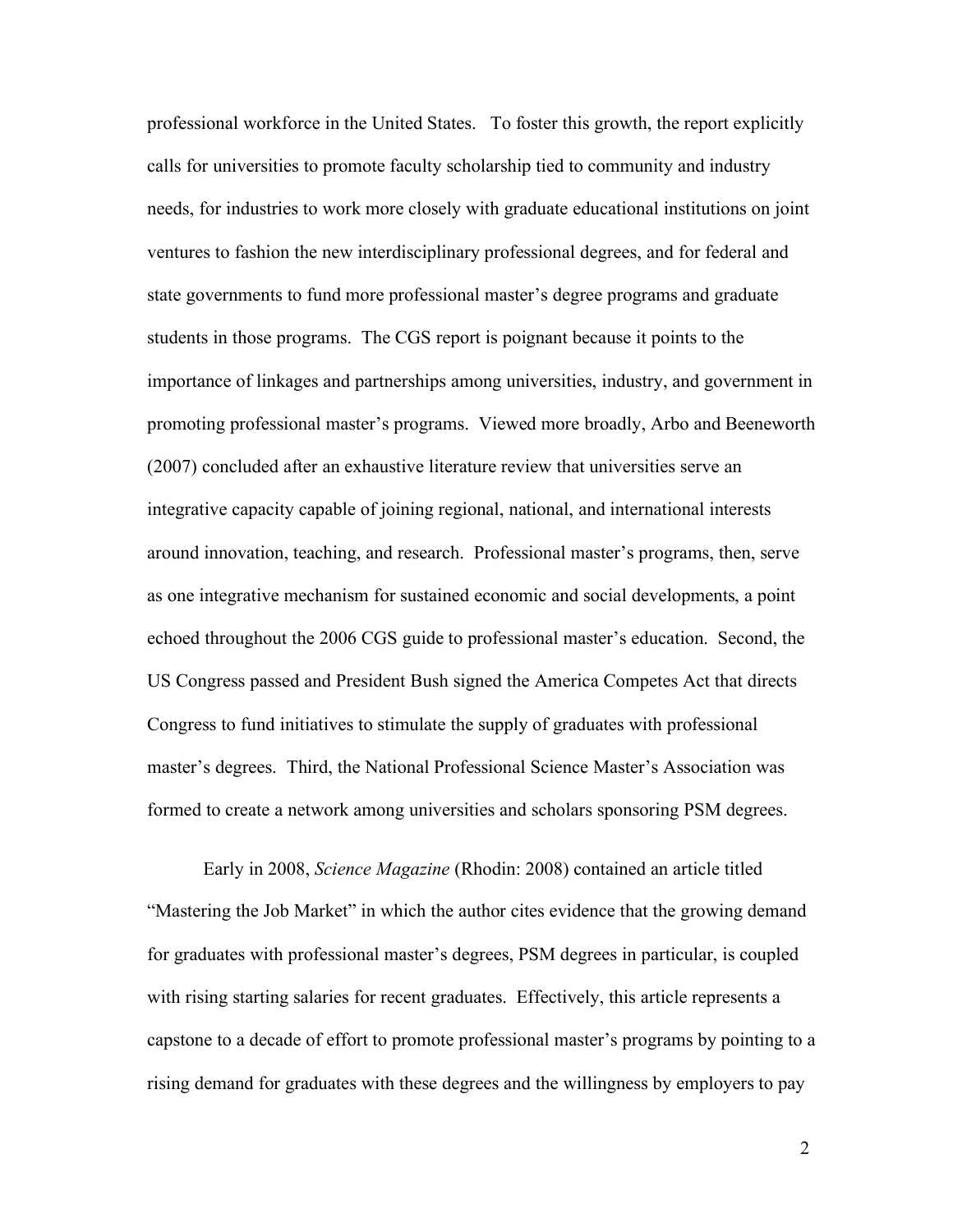professional workforce in the United States. To foster this growth, the report explicitly calls for universities to promote faculty scholarship tied to community and industry needs, for industries to work more closely with graduate educational institutions on joint ventures to fashion the new interdisciplinary professional degrees, and for federal and state governments to fund more professional master's degree programs and graduate students in those programs. The CGS report is poignant because it points to the importance of linkages and partnerships among universities, industry, and government in promoting professional master's programs. Viewed more broadly, Arbo and Beeneworth (2007) concluded after an exhaustive literature review that universities serve an integrative capacity capable of joining regional, national, and international interests around innovation, teaching, and research. Professional master's programs, then, serve as one integrative mechanism for sustained economic and social developments, a point echoed throughout the 2006 CGS guide to professional master's education. Second, the US Congress passed and President Bush signed the America Competes Act that directs Congress to fund initiatives to stimulate the supply of graduates with professional master's degrees. Third, the National Professional Science Master's Association was formed to create a network among universities and scholars sponsoring PSM degrees.

Early in 2008, *Science Magazine* (Rhodin: 2008) contained an article titled "Mastering the Job Market" in which the author cites evidence that the growing demand for graduates with professional master's degrees, PSM degrees in particular, is coupled with rising starting salaries for recent graduates. Effectively, this article represents a capstone to a decade of effort to promote professional master's programs by pointing to a rising demand for graduates with these degrees and the willingness by employers to pay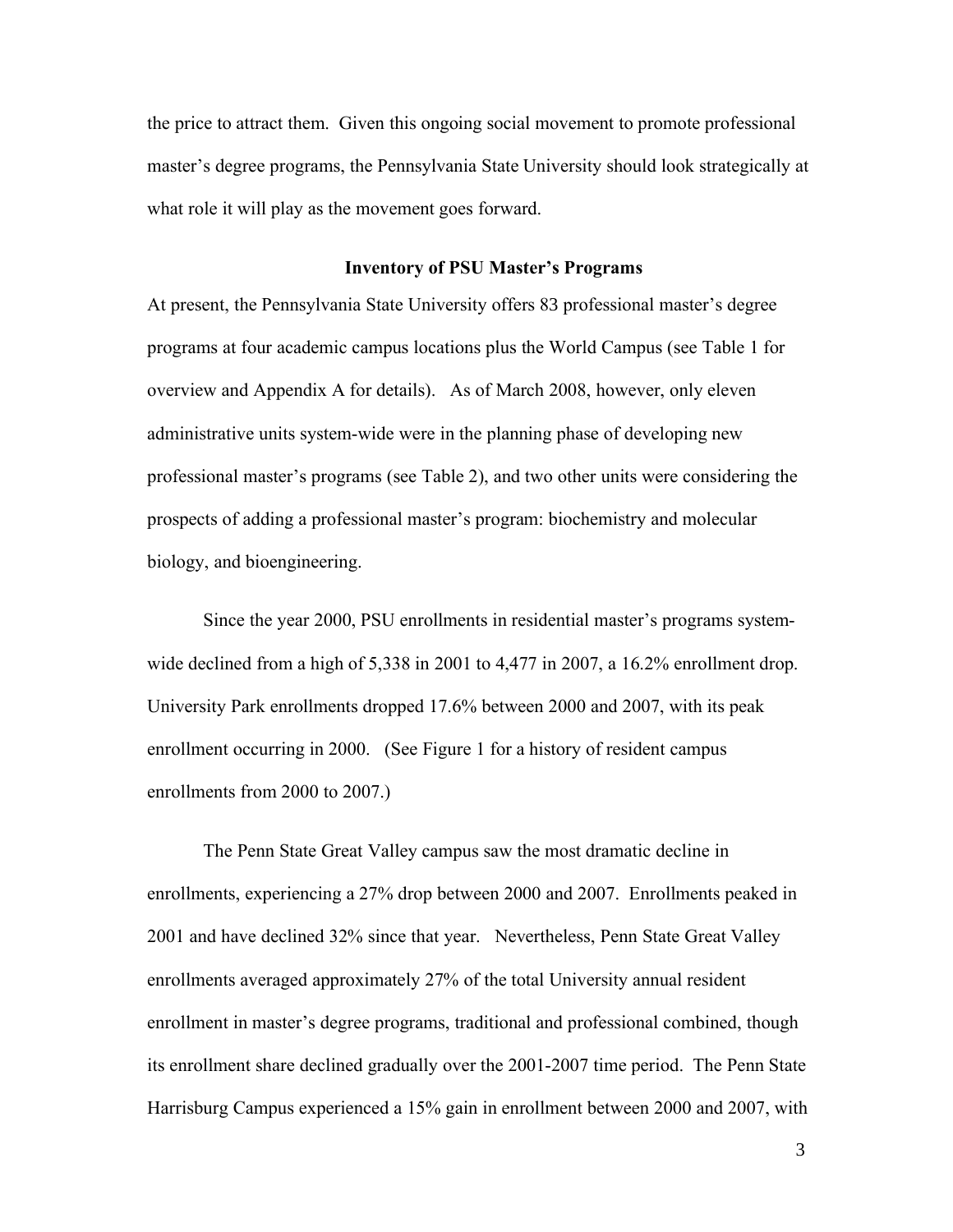the price to attract them. Given this ongoing social movement to promote professional master's degree programs, the Pennsylvania State University should look strategically at what role it will play as the movement goes forward.

## Inventory of PSU Master's Programs

At present, the Pennsylvania State University offers 83 professional master's degree programs at four academic campus locations plus the World Campus (see Table 1 for overview and Appendix A for details). As of March 2008, however, only eleven administrative units system-wide were in the planning phase of developing new professional master's programs (see Table 2), and two other units were considering the prospects of adding a professional master's program: biochemistry and molecular biology, and bioengineering.

Since the year 2000, PSU enrollments in residential master's programs system-wide declined from a high of 5,338 in 2001 to 4,477 in 2007, a 16.2% enrollment drop. University Park enrollments dropped 17.6% between 2000 and 2007, with its peak enrollment occurring in 2000. (See Figure 1 for a history of resident campus enrollments from 2000 to 2007.)

The Penn State Great Valley campus saw the most dramatic decline in enrollments, experiencing a 27% drop between 2000 and 2007. Enrollments peaked in 2001 and have declined 32% since that year. Nevertheless, Penn State Great Valley enrollments averaged approximately 27% of the total University annual resident enrollment in master's degree programs, traditional and professional combined, though its enrollment share declined gradually over the 2001-2007 time period. The Penn State Harrisburg Campus experienced a 15% gain in enrollment between 2000 and 2007, with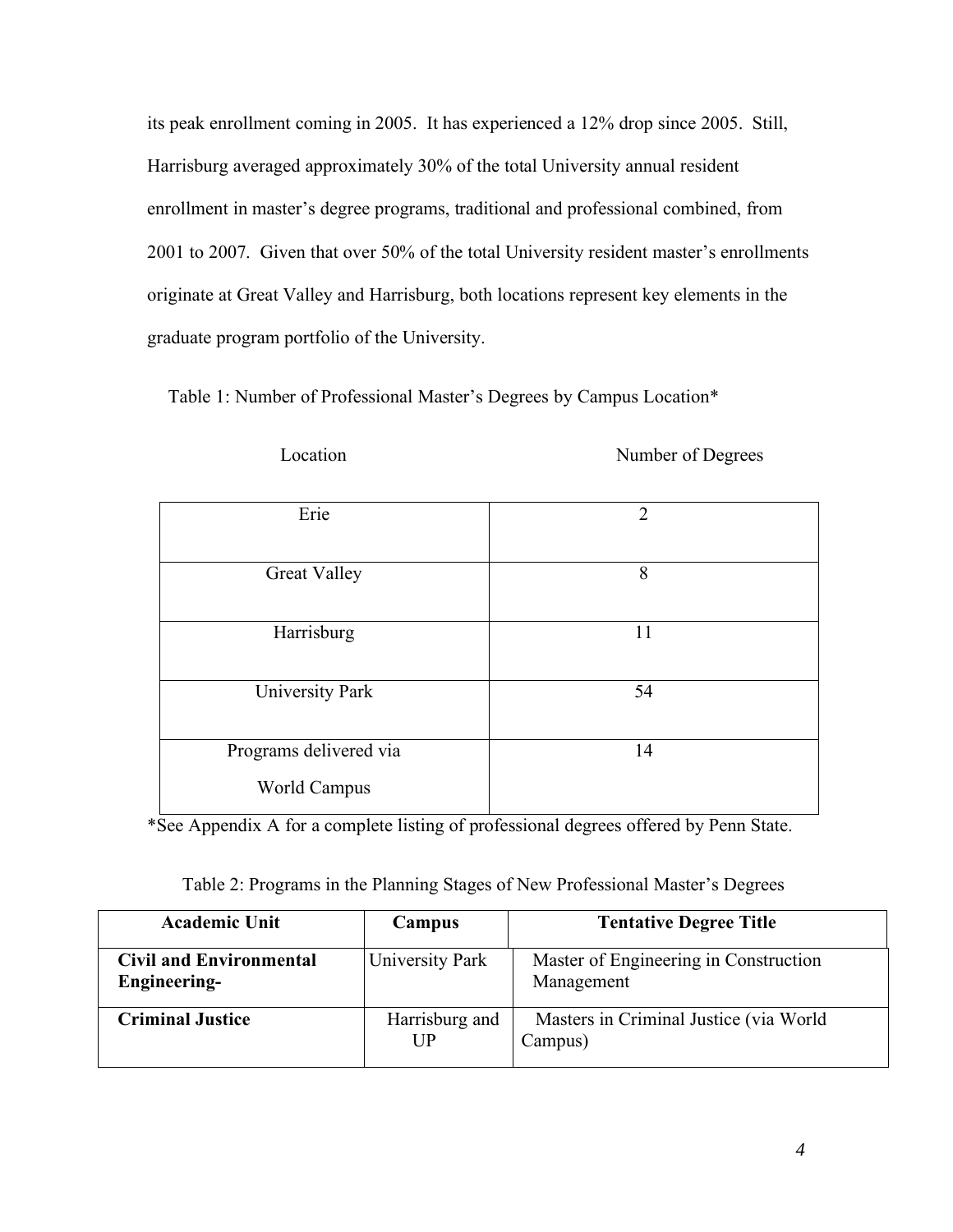its peak enrollment coming in 2005. It has experienced a 12% drop since 2005. Still, Harrisburg averaged approximately 30% of the total University annual resident enrollment in master's degree programs, traditional and professional combined, from 2001 to 2007. Given that over 50% of the total University resident master's enrollments originate at Great Valley and Harrisburg, both locations represent key elements in the graduate program portfolio of the University.

Table 1: Number of Professional Master's Degrees by Campus Location*

| Location | Number of Degrees |
|---|---|
| Erie | 2 |
| Great Valley | 8 |
| Harrisburg | 11 |
| University Park | 54 |
| Programs delivered via World Campus | 14 |

*See Appendix A for a complete listing of professional degrees offered by Penn State.

Table 2: Programs in the Planning Stages of New Professional Master's Degrees

| Academic Unit | Campus | Tentative Degree Title |
|---|---|---|
| **Civil and Environmental Engineering-** | University Park | Master of Engineering in Construction Management |
| **Criminal Justice** | Harrisburg and UP | Masters in Criminal Justice (via World Campus) |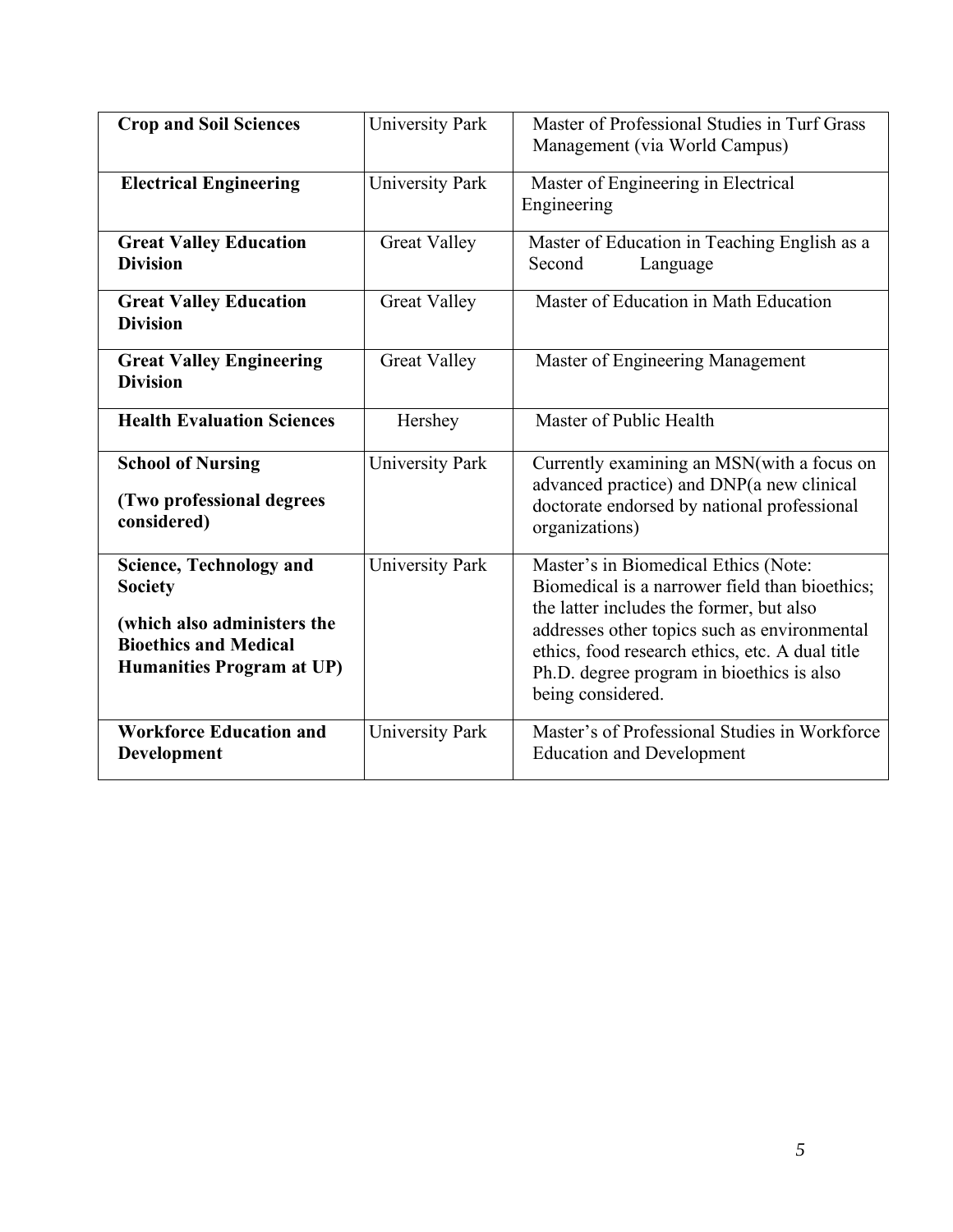| **Crop and Soil Sciences** | University Park | Master of Professional Studies in Turf Grass Management (via World Campus) |
|---|---|---|
| **Electrical Engineering** | University Park | Master of Engineering in Electrical Engineering |
| **Great Valley Education Division** | Great Valley | Master of Education in Teaching English as a Second Language |
| **Great Valley Education Division** | Great Valley | Master of Education in Math Education |
| **Great Valley Engineering Division** | Great Valley | Master of Engineering Management |
| **Health Evaluation Sciences** | Hershey | Master of Public Health |
| **School of Nursing** <br> **(Two professional degrees considered)** | University Park | Currently examining an MSN(with a focus on advanced practice) and DNP(a new clinical doctorate endorsed by national professional organizations) |
| **Science, Technology and Society** <br> **(which also administers the Bioethics and Medical Humanities Program at UP)** | University Park | Master's in Biomedical Ethics (Note: Biomedical is a narrower field than bioethics; the latter includes the former, but also addresses other topics such as environmental ethics, food research ethics, etc. A dual title Ph.D. degree program in bioethics is also being considered. |
| **Workforce Education and Development** | University Park | Master's of Professional Studies in Workforce Education and Development |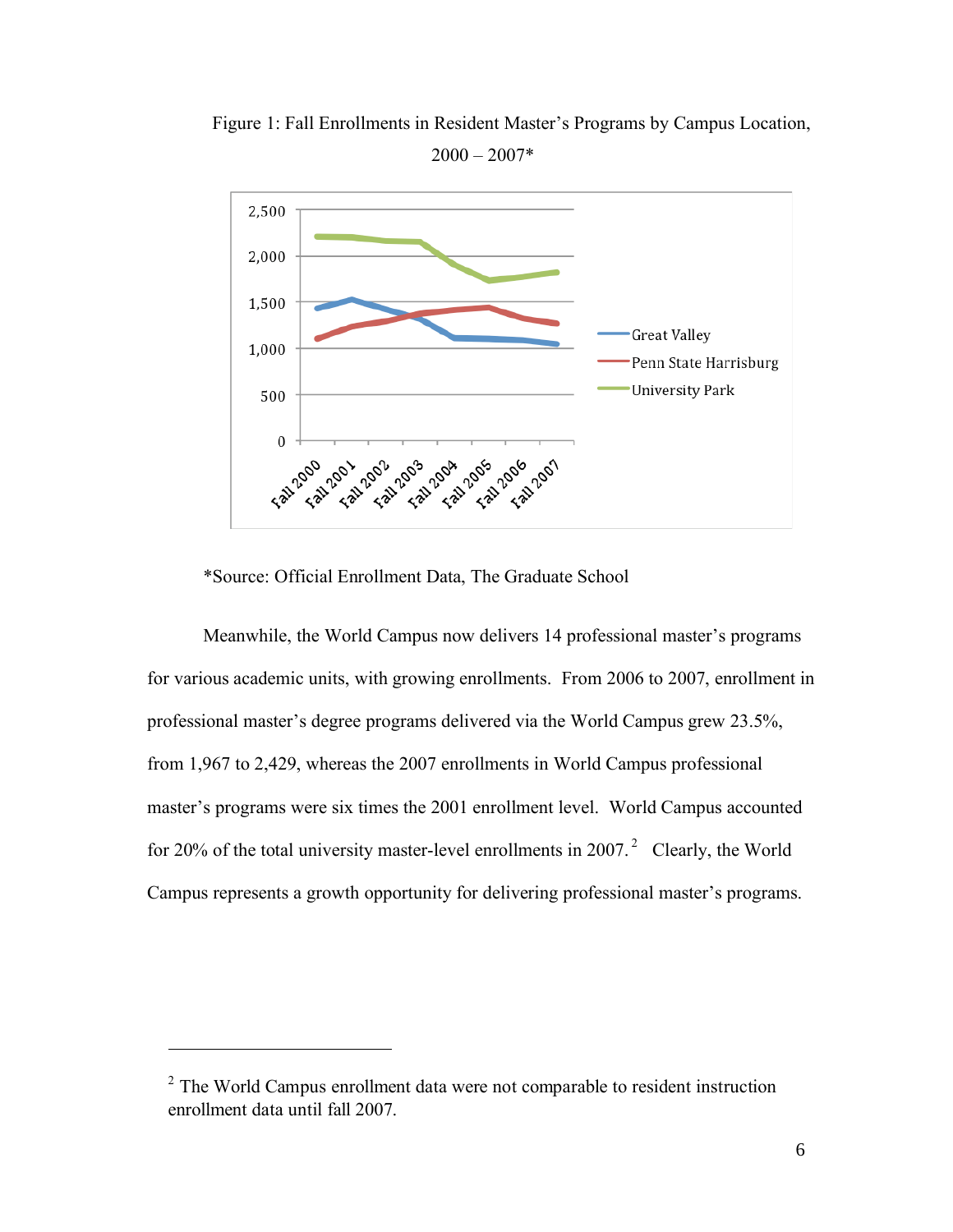Figure 1: Fall Enrollments in Resident Master's Programs by Campus Location, 2000 – 2007*

*Source: Official Enrollment Data, The Graduate School

Meanwhile, the World Campus now delivers 14 professional master's programs for various academic units, with growing enrollments. From 2006 to 2007, enrollment in professional master's degree programs delivered via the World Campus grew 23.5%, from 1,967 to 2,429, whereas the 2007 enrollments in World Campus professional master's programs were six times the 2001 enrollment level. World Campus accounted for 20% of the total university master-level enrollments in 2007.[2] Clearly, the World Campus represents a growth opportunity for delivering professional master's programs.

---

[2] The World Campus enrollment data were not comparable to resident instruction enrollment data until fall 2007.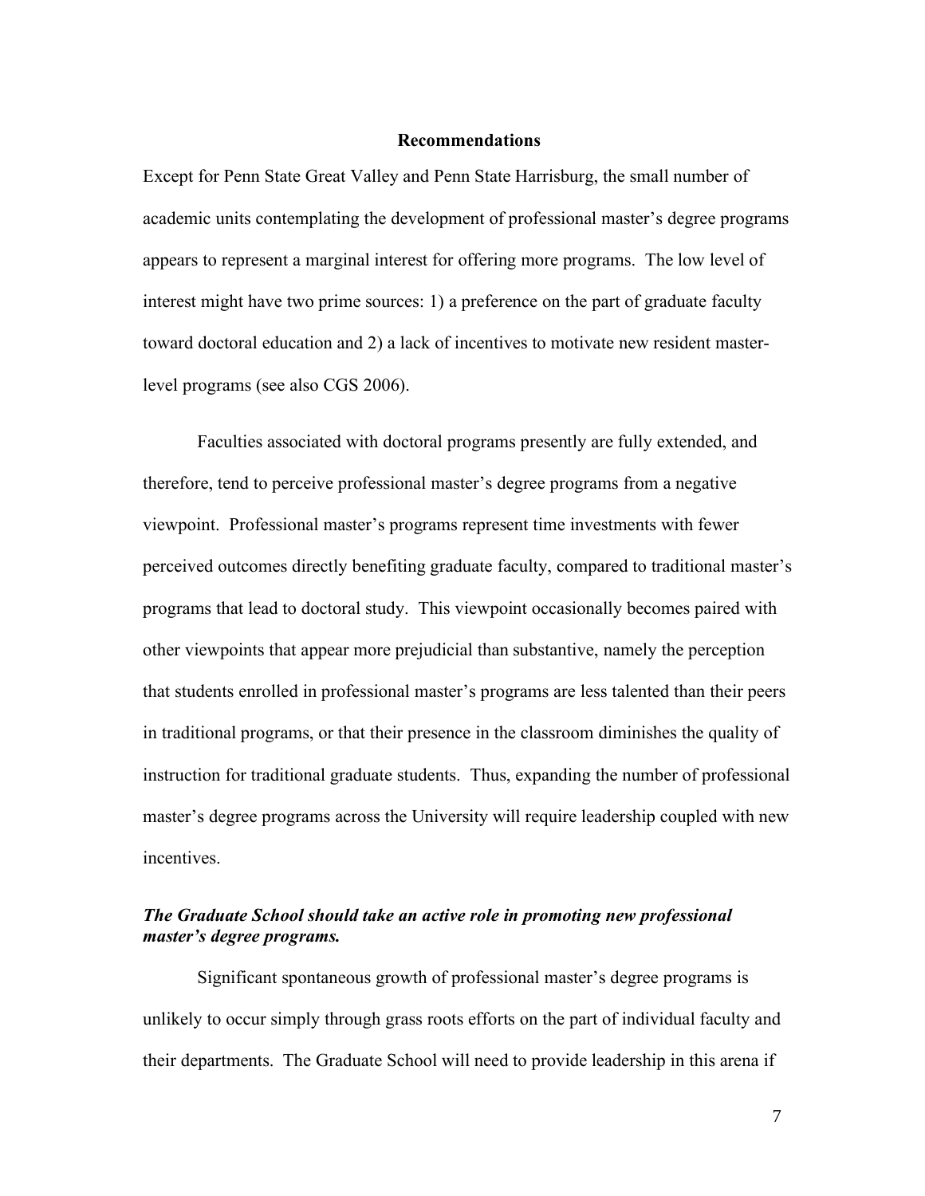## Recommendations

Except for Penn State Great Valley and Penn State Harrisburg, the small number of academic units contemplating the development of professional master's degree programs appears to represent a marginal interest for offering more programs. The low level of interest might have two prime sources: 1) a preference on the part of graduate faculty toward doctoral education and 2) a lack of incentives to motivate new resident master-level programs (see also CGS 2006).

Faculties associated with doctoral programs presently are fully extended, and therefore, tend to perceive professional master's degree programs from a negative viewpoint. Professional master's programs represent time investments with fewer perceived outcomes directly benefiting graduate faculty, compared to traditional master's programs that lead to doctoral study. This viewpoint occasionally becomes paired with other viewpoints that appear more prejudicial than substantive, namely the perception that students enrolled in professional master's programs are less talented than their peers in traditional programs, or that their presence in the classroom diminishes the quality of instruction for traditional graduate students. Thus, expanding the number of professional master's degree programs across the University will require leadership coupled with new incentives.

### ***The Graduate School should take an active role in promoting new professional master's degree programs.***

Significant spontaneous growth of professional master's degree programs is unlikely to occur simply through grass roots efforts on the part of individual faculty and their departments. The Graduate School will need to provide leadership in this arena if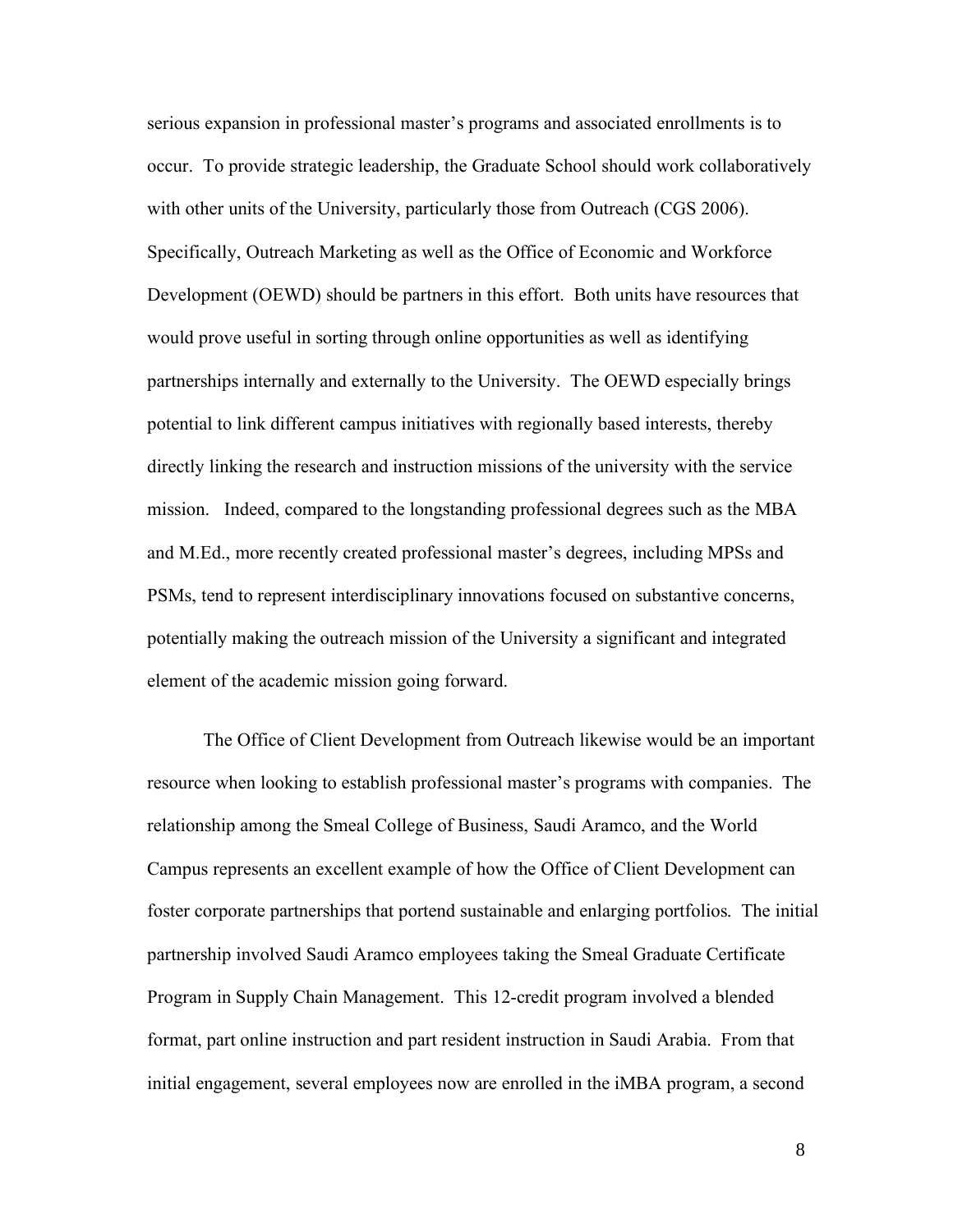serious expansion in professional master's programs and associated enrollments is to occur. To provide strategic leadership, the Graduate School should work collaboratively with other units of the University, particularly those from Outreach (CGS 2006). Specifically, Outreach Marketing as well as the Office of Economic and Workforce Development (OEWD) should be partners in this effort. Both units have resources that would prove useful in sorting through online opportunities as well as identifying partnerships internally and externally to the University. The OEWD especially brings potential to link different campus initiatives with regionally based interests, thereby directly linking the research and instruction missions of the university with the service mission. Indeed, compared to the longstanding professional degrees such as the MBA and M.Ed., more recently created professional master's degrees, including MPSs and PSMs, tend to represent interdisciplinary innovations focused on substantive concerns, potentially making the outreach mission of the University a significant and integrated element of the academic mission going forward.

The Office of Client Development from Outreach likewise would be an important resource when looking to establish professional master's programs with companies. The relationship among the Smeal College of Business, Saudi Aramco, and the World Campus represents an excellent example of how the Office of Client Development can foster corporate partnerships that portend sustainable and enlarging portfolios. The initial partnership involved Saudi Aramco employees taking the Smeal Graduate Certificate Program in Supply Chain Management. This 12-credit program involved a blended format, part online instruction and part resident instruction in Saudi Arabia. From that initial engagement, several employees now are enrolled in the iMBA program, a second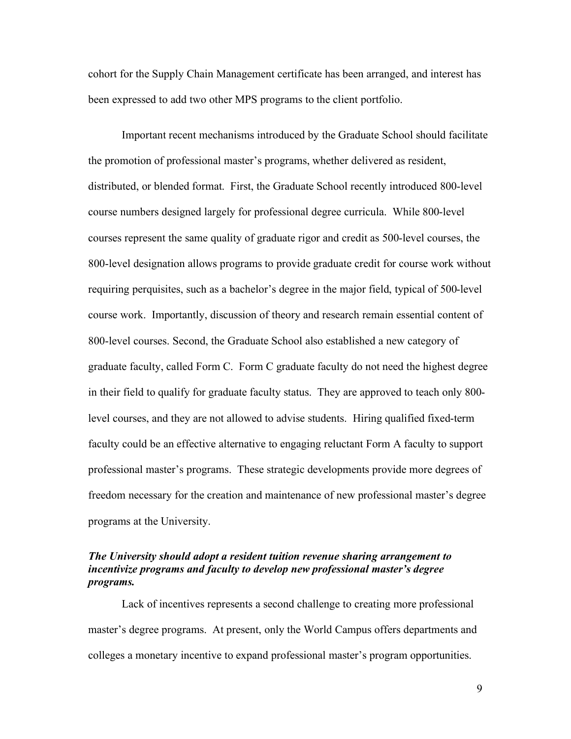cohort for the Supply Chain Management certificate has been arranged, and interest has been expressed to add two other MPS programs to the client portfolio.

Important recent mechanisms introduced by the Graduate School should facilitate the promotion of professional master's programs, whether delivered as resident, distributed, or blended format. First, the Graduate School recently introduced 800-level course numbers designed largely for professional degree curricula. While 800-level courses represent the same quality of graduate rigor and credit as 500-level courses, the 800-level designation allows programs to provide graduate credit for course work without requiring perquisites, such as a bachelor's degree in the major field, typical of 500-level course work. Importantly, discussion of theory and research remain essential content of 800-level courses. Second, the Graduate School also established a new category of graduate faculty, called Form C. Form C graduate faculty do not need the highest degree in their field to qualify for graduate faculty status. They are approved to teach only 800-level courses, and they are not allowed to advise students. Hiring qualified fixed-term faculty could be an effective alternative to engaging reluctant Form A faculty to support professional master's programs. These strategic developments provide more degrees of freedom necessary for the creation and maintenance of new professional master's degree programs at the University.

***The University should adopt a resident tuition revenue sharing arrangement to incentivize programs and faculty to develop new professional master's degree programs.***

Lack of incentives represents a second challenge to creating more professional master's degree programs. At present, only the World Campus offers departments and colleges a monetary incentive to expand professional master's program opportunities.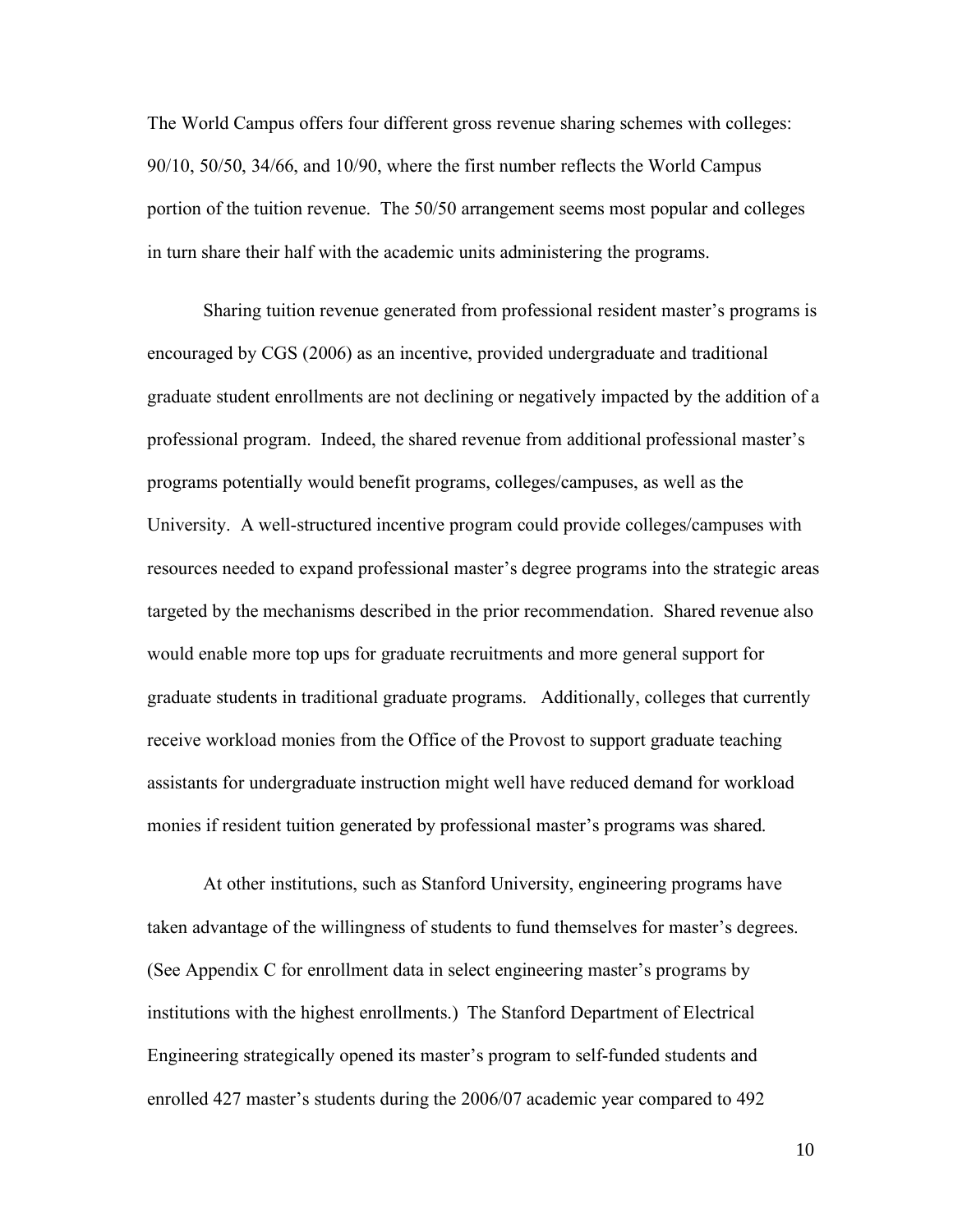The World Campus offers four different gross revenue sharing schemes with colleges: 90/10, 50/50, 34/66, and 10/90, where the first number reflects the World Campus portion of the tuition revenue. The 50/50 arrangement seems most popular and colleges in turn share their half with the academic units administering the programs.

Sharing tuition revenue generated from professional resident master's programs is encouraged by CGS (2006) as an incentive, provided undergraduate and traditional graduate student enrollments are not declining or negatively impacted by the addition of a professional program. Indeed, the shared revenue from additional professional master's programs potentially would benefit programs, colleges/campuses, as well as the University. A well-structured incentive program could provide colleges/campuses with resources needed to expand professional master's degree programs into the strategic areas targeted by the mechanisms described in the prior recommendation. Shared revenue also would enable more top ups for graduate recruitments and more general support for graduate students in traditional graduate programs. Additionally, colleges that currently receive workload monies from the Office of the Provost to support graduate teaching assistants for undergraduate instruction might well have reduced demand for workload monies if resident tuition generated by professional master's programs was shared.

At other institutions, such as Stanford University, engineering programs have taken advantage of the willingness of students to fund themselves for master's degrees. (See Appendix C for enrollment data in select engineering master's programs by institutions with the highest enrollments.) The Stanford Department of Electrical Engineering strategically opened its master's program to self-funded students and enrolled 427 master's students during the 2006/07 academic year compared to 492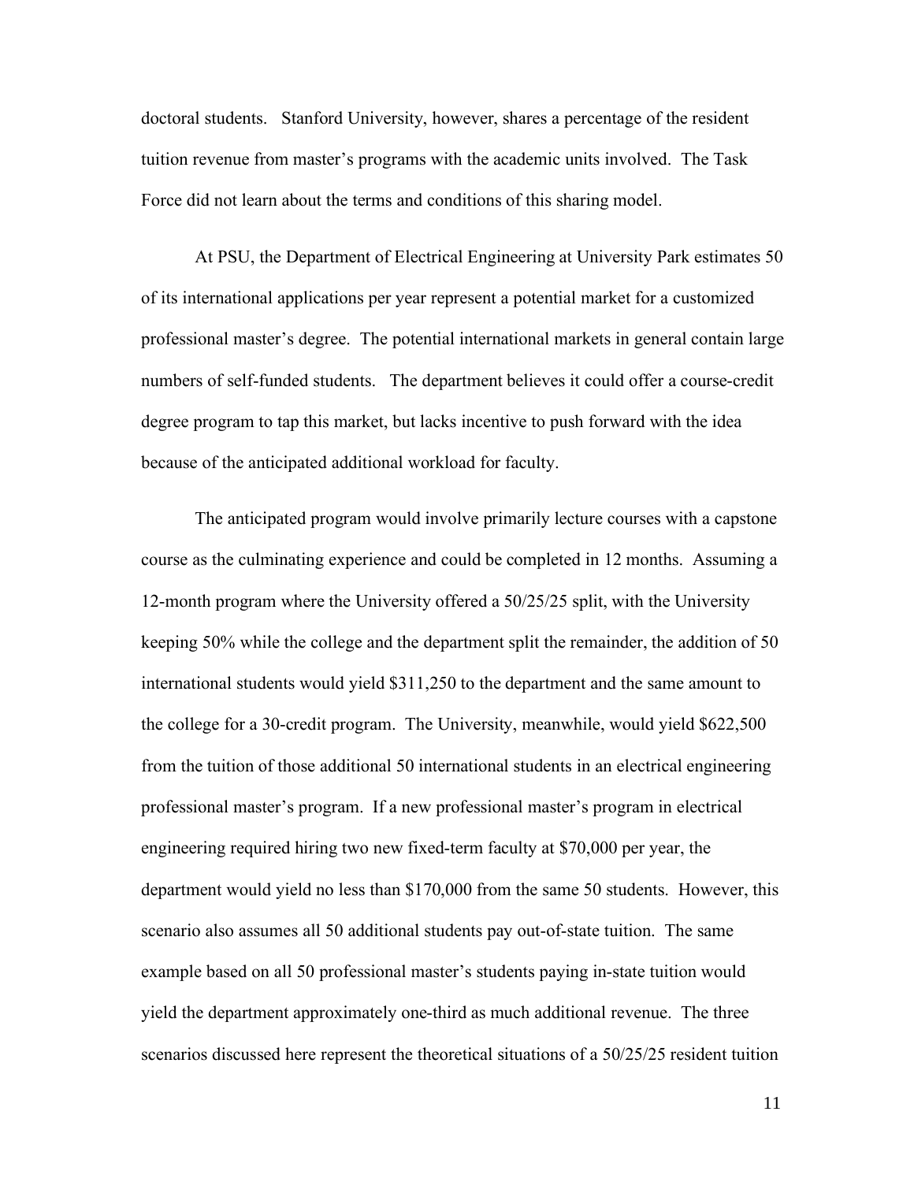doctoral students. Stanford University, however, shares a percentage of the resident tuition revenue from master's programs with the academic units involved. The Task Force did not learn about the terms and conditions of this sharing model.

At PSU, the Department of Electrical Engineering at University Park estimates 50 of its international applications per year represent a potential market for a customized professional master's degree. The potential international markets in general contain large numbers of self-funded students. The department believes it could offer a course-credit degree program to tap this market, but lacks incentive to push forward with the idea because of the anticipated additional workload for faculty.

The anticipated program would involve primarily lecture courses with a capstone course as the culminating experience and could be completed in 12 months. Assuming a 12-month program where the University offered a 50/25/25 split, with the University keeping 50% while the college and the department split the remainder, the addition of 50 international students would yield $311,250 to the department and the same amount to the college for a 30-credit program. The University, meanwhile, would yield $622,500 from the tuition of those additional 50 international students in an electrical engineering professional master's program. If a new professional master's program in electrical engineering required hiring two new fixed-term faculty at $70,000 per year, the department would yield no less than $170,000 from the same 50 students. However, this scenario also assumes all 50 additional students pay out-of-state tuition. The same example based on all 50 professional master's students paying in-state tuition would yield the department approximately one-third as much additional revenue. The three scenarios discussed here represent the theoretical situations of a 50/25/25 resident tuition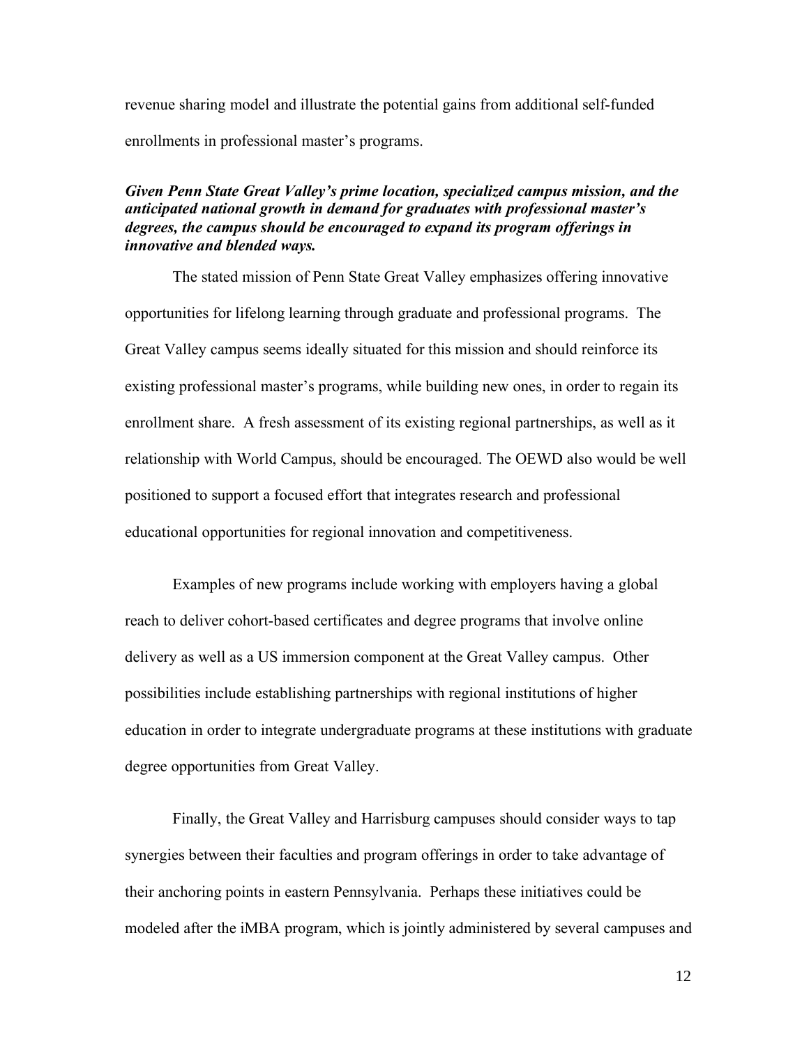revenue sharing model and illustrate the potential gains from additional self-funded enrollments in professional master's programs.

***Given Penn State Great Valley's prime location, specialized campus mission, and the anticipated national growth in demand for graduates with professional master's degrees, the campus should be encouraged to expand its program offerings in innovative and blended ways.***

The stated mission of Penn State Great Valley emphasizes offering innovative opportunities for lifelong learning through graduate and professional programs. The Great Valley campus seems ideally situated for this mission and should reinforce its existing professional master's programs, while building new ones, in order to regain its enrollment share. A fresh assessment of its existing regional partnerships, as well as it relationship with World Campus, should be encouraged. The OEWD also would be well positioned to support a focused effort that integrates research and professional educational opportunities for regional innovation and competitiveness.

Examples of new programs include working with employers having a global reach to deliver cohort-based certificates and degree programs that involve online delivery as well as a US immersion component at the Great Valley campus. Other possibilities include establishing partnerships with regional institutions of higher education in order to integrate undergraduate programs at these institutions with graduate degree opportunities from Great Valley.

Finally, the Great Valley and Harrisburg campuses should consider ways to tap synergies between their faculties and program offerings in order to take advantage of their anchoring points in eastern Pennsylvania. Perhaps these initiatives could be modeled after the iMBA program, which is jointly administered by several campuses and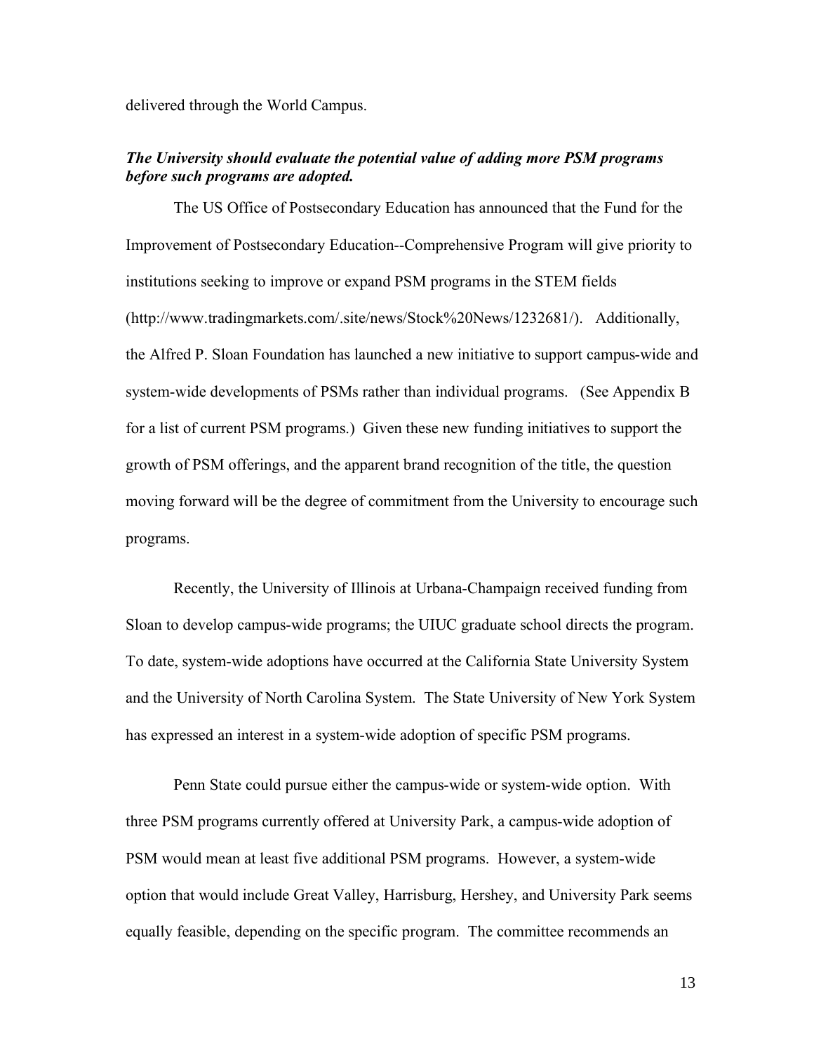delivered through the World Campus.

***The University should evaluate the potential value of adding more PSM programs before such programs are adopted.***

The US Office of Postsecondary Education has announced that the Fund for the Improvement of Postsecondary Education--Comprehensive Program will give priority to institutions seeking to improve or expand PSM programs in the STEM fields (http://www.tradingmarkets.com/.site/news/Stock%20News/1232681/). Additionally, the Alfred P. Sloan Foundation has launched a new initiative to support campus-wide and system-wide developments of PSMs rather than individual programs. (See Appendix B for a list of current PSM programs.) Given these new funding initiatives to support the growth of PSM offerings, and the apparent brand recognition of the title, the question moving forward will be the degree of commitment from the University to encourage such programs.

Recently, the University of Illinois at Urbana-Champaign received funding from Sloan to develop campus-wide programs; the UIUC graduate school directs the program. To date, system-wide adoptions have occurred at the California State University System and the University of North Carolina System. The State University of New York System has expressed an interest in a system-wide adoption of specific PSM programs.

Penn State could pursue either the campus-wide or system-wide option. With three PSM programs currently offered at University Park, a campus-wide adoption of PSM would mean at least five additional PSM programs. However, a system-wide option that would include Great Valley, Harrisburg, Hershey, and University Park seems equally feasible, depending on the specific program. The committee recommends an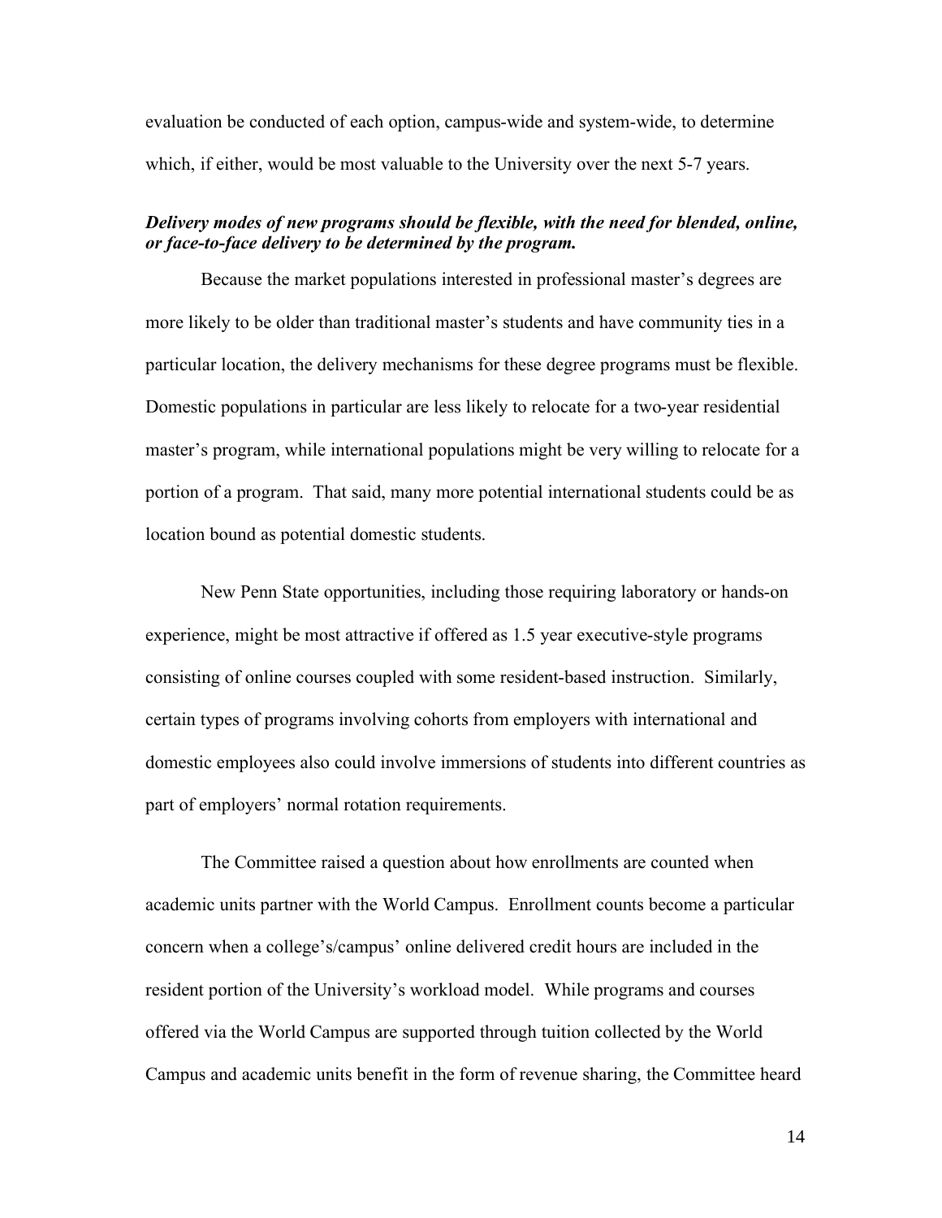evaluation be conducted of each option, campus-wide and system-wide, to determine which, if either, would be most valuable to the University over the next 5-7 years.

***Delivery modes of new programs should be flexible, with the need for blended, online, or face-to-face delivery to be determined by the program.***

Because the market populations interested in professional master's degrees are more likely to be older than traditional master's students and have community ties in a particular location, the delivery mechanisms for these degree programs must be flexible. Domestic populations in particular are less likely to relocate for a two-year residential master's program, while international populations might be very willing to relocate for a portion of a program. That said, many more potential international students could be as location bound as potential domestic students.

New Penn State opportunities, including those requiring laboratory or hands-on experience, might be most attractive if offered as 1.5 year executive-style programs consisting of online courses coupled with some resident-based instruction. Similarly, certain types of programs involving cohorts from employers with international and domestic employees also could involve immersions of students into different countries as part of employers' normal rotation requirements.

The Committee raised a question about how enrollments are counted when academic units partner with the World Campus. Enrollment counts become a particular concern when a college's/campus' online delivered credit hours are included in the resident portion of the University's workload model. While programs and courses offered via the World Campus are supported through tuition collected by the World Campus and academic units benefit in the form of revenue sharing, the Committee heard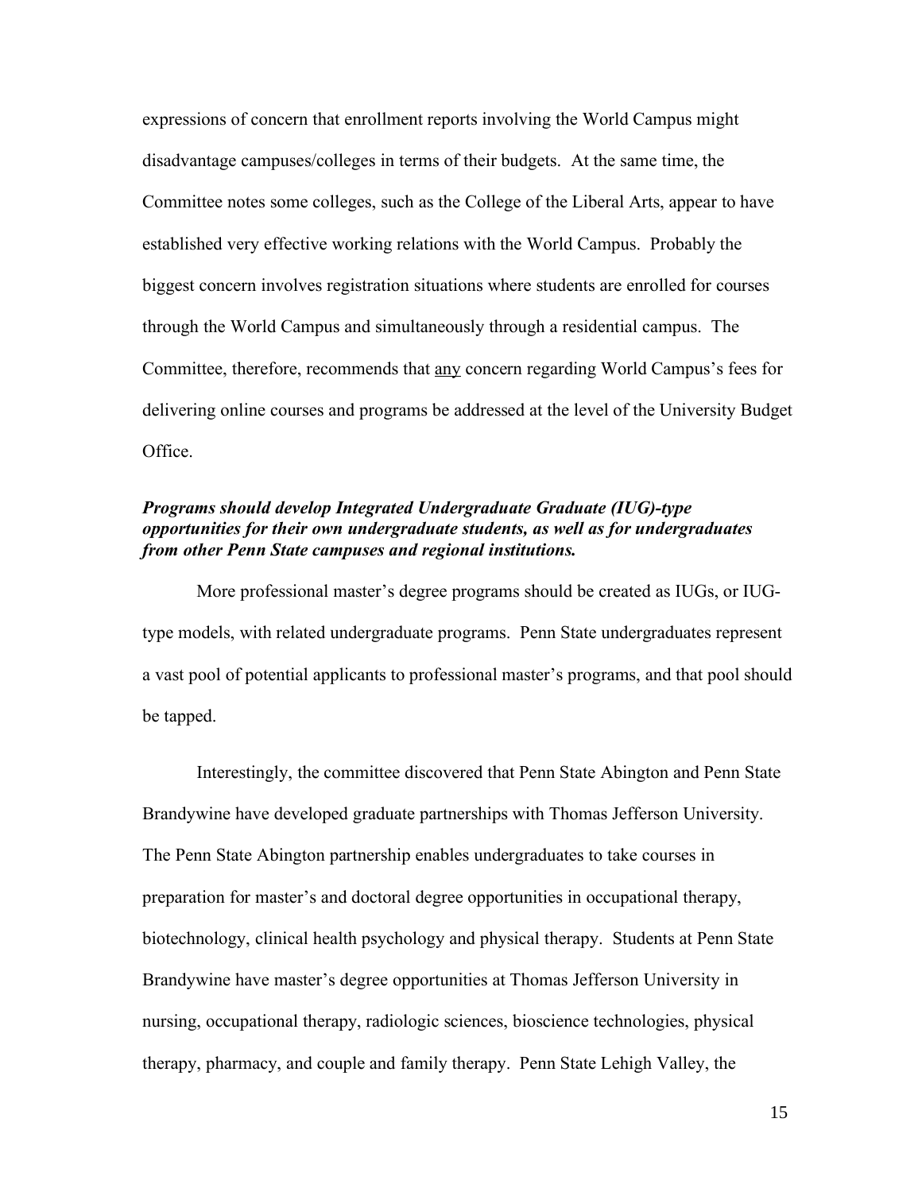expressions of concern that enrollment reports involving the World Campus might disadvantage campuses/colleges in terms of their budgets. At the same time, the Committee notes some colleges, such as the College of the Liberal Arts, appear to have established very effective working relations with the World Campus. Probably the biggest concern involves registration situations where students are enrolled for courses through the World Campus and simultaneously through a residential campus. The Committee, therefore, recommends that <u>any</u> concern regarding World Campus's fees for delivering online courses and programs be addressed at the level of the University Budget Office.

***Programs should develop Integrated Undergraduate Graduate (IUG)-type opportunities for their own undergraduate students, as well as for undergraduates from other Penn State campuses and regional institutions.***

More professional master's degree programs should be created as IUGs, or IUG-type models, with related undergraduate programs. Penn State undergraduates represent a vast pool of potential applicants to professional master's programs, and that pool should be tapped.

Interestingly, the committee discovered that Penn State Abington and Penn State Brandywine have developed graduate partnerships with Thomas Jefferson University. The Penn State Abington partnership enables undergraduates to take courses in preparation for master's and doctoral degree opportunities in occupational therapy, biotechnology, clinical health psychology and physical therapy. Students at Penn State Brandywine have master's degree opportunities at Thomas Jefferson University in nursing, occupational therapy, radiologic sciences, bioscience technologies, physical therapy, pharmacy, and couple and family therapy. Penn State Lehigh Valley, the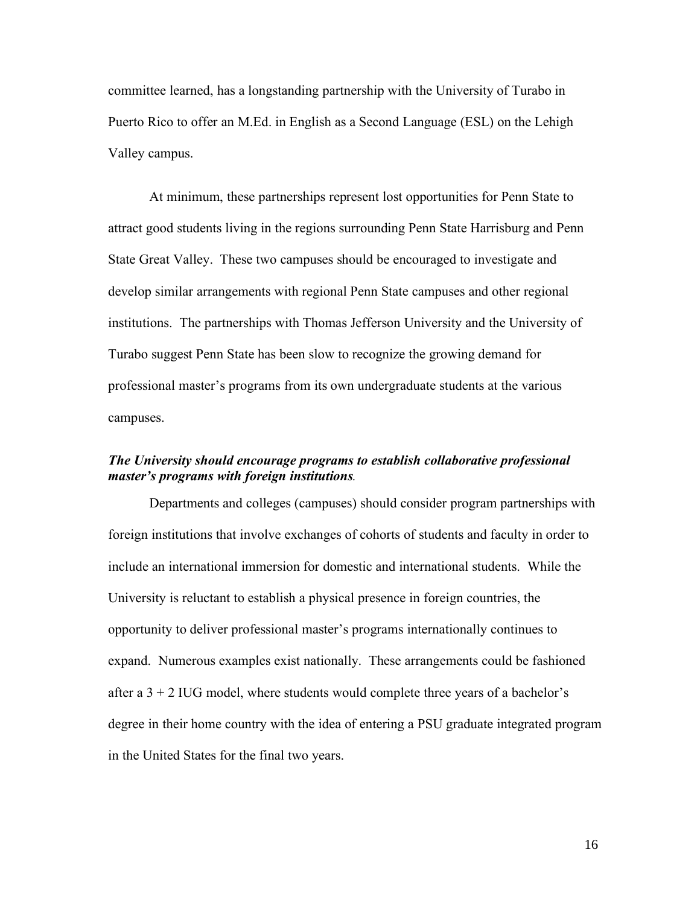committee learned, has a longstanding partnership with the University of Turabo in Puerto Rico to offer an M.Ed. in English as a Second Language (ESL) on the Lehigh Valley campus.

At minimum, these partnerships represent lost opportunities for Penn State to attract good students living in the regions surrounding Penn State Harrisburg and Penn State Great Valley. These two campuses should be encouraged to investigate and develop similar arrangements with regional Penn State campuses and other regional institutions. The partnerships with Thomas Jefferson University and the University of Turabo suggest Penn State has been slow to recognize the growing demand for professional master's programs from its own undergraduate students at the various campuses.

***The University should encourage programs to establish collaborative professional master's programs with foreign institutions.***

Departments and colleges (campuses) should consider program partnerships with foreign institutions that involve exchanges of cohorts of students and faculty in order to include an international immersion for domestic and international students. While the University is reluctant to establish a physical presence in foreign countries, the opportunity to deliver professional master's programs internationally continues to expand. Numerous examples exist nationally. These arrangements could be fashioned after a 3 + 2 IUG model, where students would complete three years of a bachelor's degree in their home country with the idea of entering a PSU graduate integrated program in the United States for the final two years.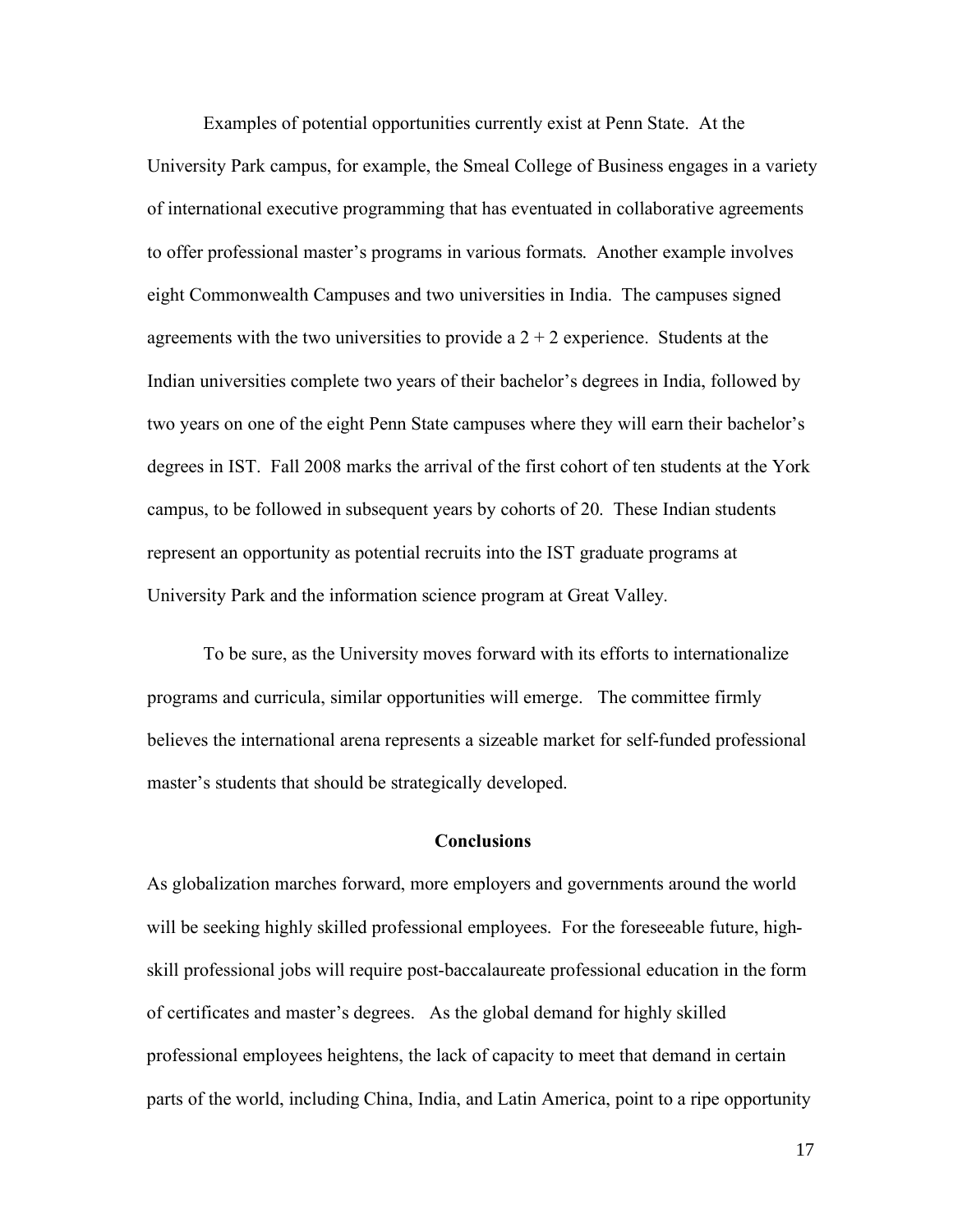Examples of potential opportunities currently exist at Penn State. At the University Park campus, for example, the Smeal College of Business engages in a variety of international executive programming that has eventuated in collaborative agreements to offer professional master's programs in various formats. Another example involves eight Commonwealth Campuses and two universities in India. The campuses signed agreements with the two universities to provide a 2 + 2 experience. Students at the Indian universities complete two years of their bachelor's degrees in India, followed by two years on one of the eight Penn State campuses where they will earn their bachelor's degrees in IST. Fall 2008 marks the arrival of the first cohort of ten students at the York campus, to be followed in subsequent years by cohorts of 20. These Indian students represent an opportunity as potential recruits into the IST graduate programs at University Park and the information science program at Great Valley.

To be sure, as the University moves forward with its efforts to internationalize programs and curricula, similar opportunities will emerge. The committee firmly believes the international arena represents a sizeable market for self-funded professional master's students that should be strategically developed.

## Conclusions

As globalization marches forward, more employers and governments around the world will be seeking highly skilled professional employees. For the foreseeable future, high-skill professional jobs will require post-baccalaureate professional education in the form of certificates and master's degrees. As the global demand for highly skilled professional employees heightens, the lack of capacity to meet that demand in certain parts of the world, including China, India, and Latin America, point to a ripe opportunity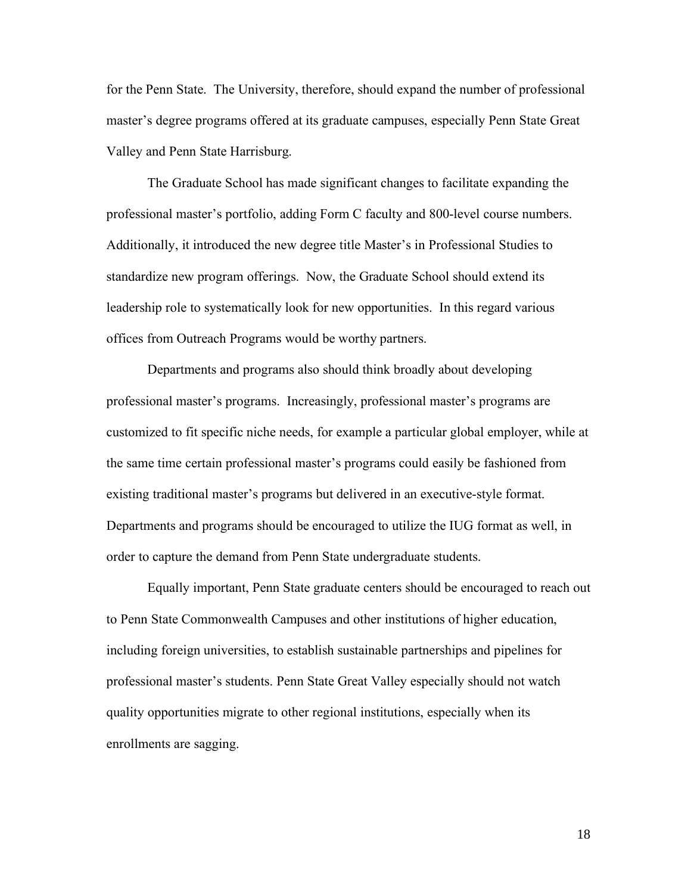for the Penn State. The University, therefore, should expand the number of professional master's degree programs offered at its graduate campuses, especially Penn State Great Valley and Penn State Harrisburg.

The Graduate School has made significant changes to facilitate expanding the professional master's portfolio, adding Form C faculty and 800-level course numbers. Additionally, it introduced the new degree title Master's in Professional Studies to standardize new program offerings. Now, the Graduate School should extend its leadership role to systematically look for new opportunities. In this regard various offices from Outreach Programs would be worthy partners.

Departments and programs also should think broadly about developing professional master's programs. Increasingly, professional master's programs are customized to fit specific niche needs, for example a particular global employer, while at the same time certain professional master's programs could easily be fashioned from existing traditional master's programs but delivered in an executive-style format. Departments and programs should be encouraged to utilize the IUG format as well, in order to capture the demand from Penn State undergraduate students.

Equally important, Penn State graduate centers should be encouraged to reach out to Penn State Commonwealth Campuses and other institutions of higher education, including foreign universities, to establish sustainable partnerships and pipelines for professional master's students. Penn State Great Valley especially should not watch quality opportunities migrate to other regional institutions, especially when its enrollments are sagging.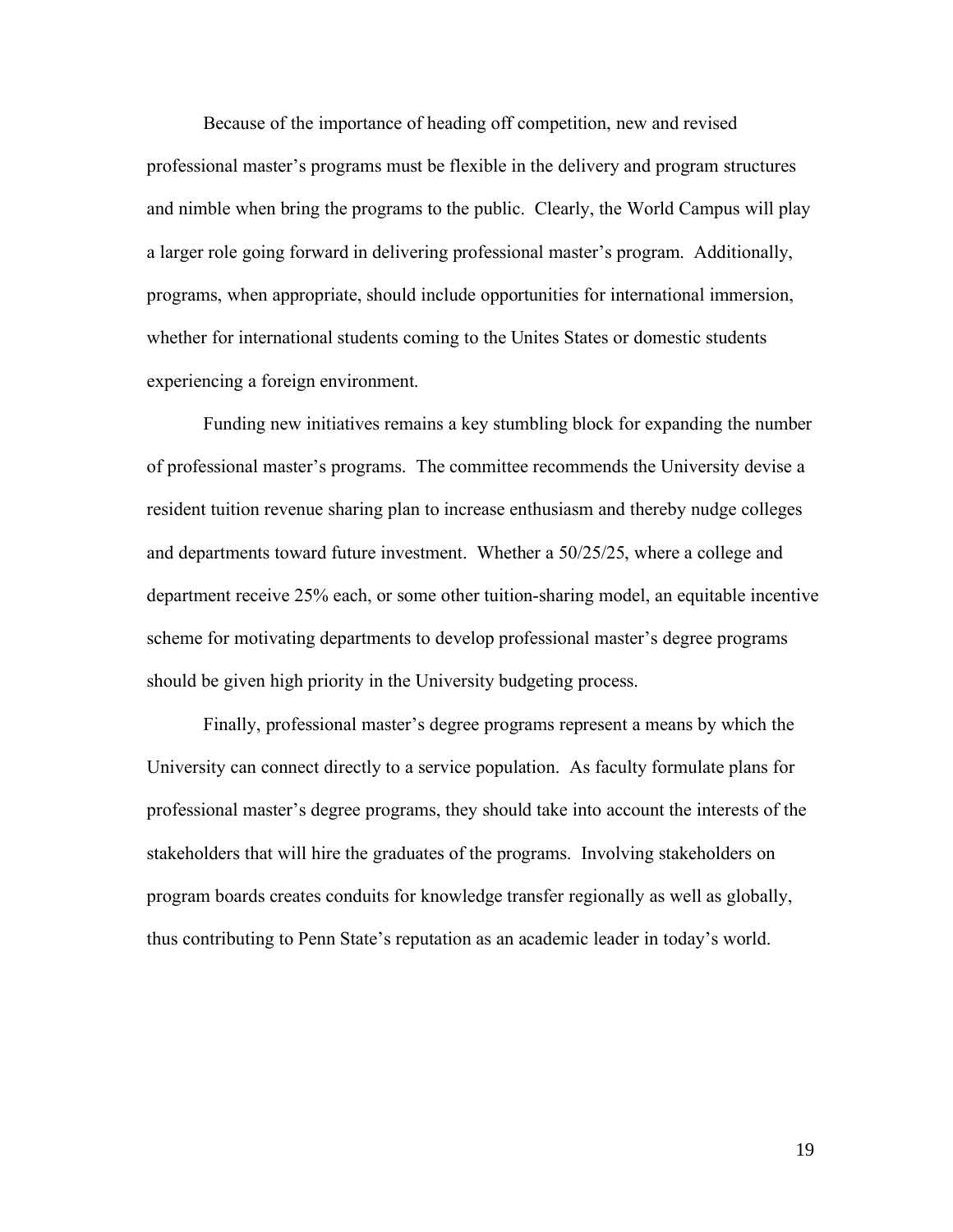Because of the importance of heading off competition, new and revised professional master's programs must be flexible in the delivery and program structures and nimble when bring the programs to the public. Clearly, the World Campus will play a larger role going forward in delivering professional master's program. Additionally, programs, when appropriate, should include opportunities for international immersion, whether for international students coming to the Unites States or domestic students experiencing a foreign environment.

Funding new initiatives remains a key stumbling block for expanding the number of professional master's programs. The committee recommends the University devise a resident tuition revenue sharing plan to increase enthusiasm and thereby nudge colleges and departments toward future investment. Whether a 50/25/25, where a college and department receive 25% each, or some other tuition-sharing model, an equitable incentive scheme for motivating departments to develop professional master's degree programs should be given high priority in the University budgeting process.

Finally, professional master's degree programs represent a means by which the University can connect directly to a service population. As faculty formulate plans for professional master's degree programs, they should take into account the interests of the stakeholders that will hire the graduates of the programs. Involving stakeholders on program boards creates conduits for knowledge transfer regionally as well as globally, thus contributing to Penn State's reputation as an academic leader in today's world.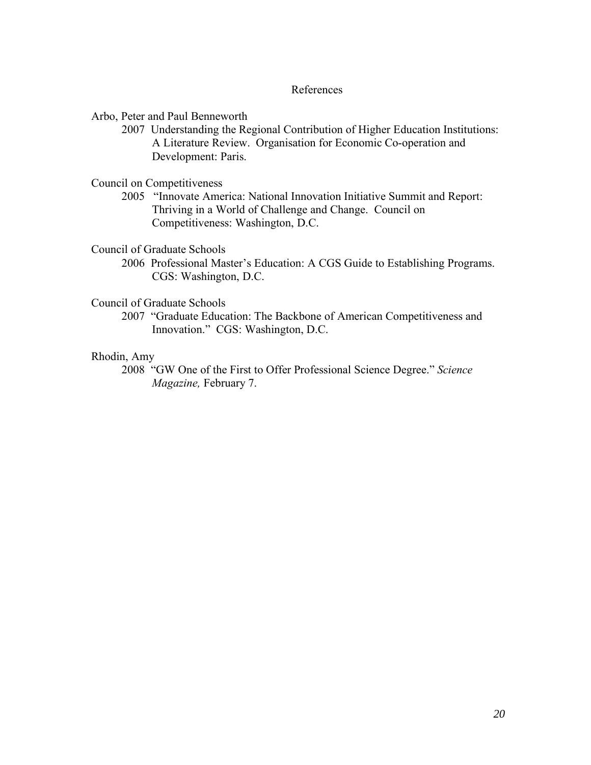## References

Arbo, Peter and Paul Benneworth

2007 Understanding the Regional Contribution of Higher Education Institutions: A Literature Review. Organisation for Economic Co-operation and Development: Paris.

Council on Competitiveness

2005 "Innovate America: National Innovation Initiative Summit and Report: Thriving in a World of Challenge and Change. Council on Competitiveness: Washington, D.C.

Council of Graduate Schools

2006 Professional Master's Education: A CGS Guide to Establishing Programs. CGS: Washington, D.C.

Council of Graduate Schools

2007 "Graduate Education: The Backbone of American Competitiveness and Innovation." CGS: Washington, D.C.

Rhodin, Amy

2008 "GW One of the First to Offer Professional Science Degree." *Science Magazine,* February 7.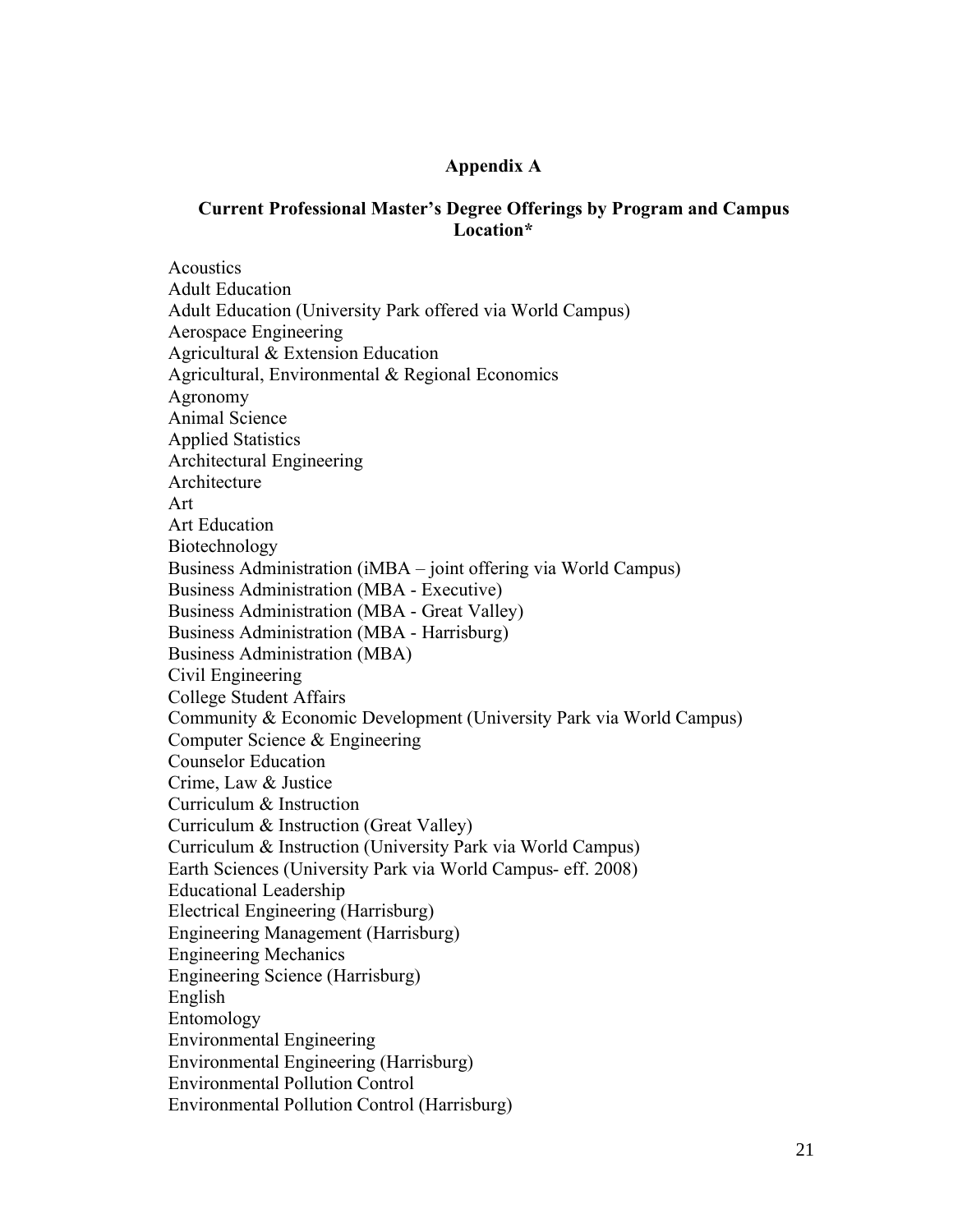## Appendix A

### Current Professional Master's Degree Offerings by Program and Campus Location*

Acoustics
Adult Education
Adult Education (University Park offered via World Campus)
Aerospace Engineering
Agricultural & Extension Education
Agricultural, Environmental & Regional Economics
Agronomy
Animal Science
Applied Statistics
Architectural Engineering
Architecture
Art
Art Education
Biotechnology
Business Administration (iMBA – joint offering via World Campus)
Business Administration (MBA - Executive)
Business Administration (MBA - Great Valley)
Business Administration (MBA - Harrisburg)
Business Administration (MBA)
Civil Engineering
College Student Affairs
Community & Economic Development (University Park via World Campus)
Computer Science & Engineering
Counselor Education
Crime, Law & Justice
Curriculum & Instruction
Curriculum & Instruction (Great Valley)
Curriculum & Instruction (University Park via World Campus)
Earth Sciences (University Park via World Campus- eff. 2008)
Educational Leadership
Electrical Engineering (Harrisburg)
Engineering Management (Harrisburg)
Engineering Mechanics
Engineering Science (Harrisburg)
English
Entomology
Environmental Engineering
Environmental Engineering (Harrisburg)
Environmental Pollution Control
Environmental Pollution Control (Harrisburg)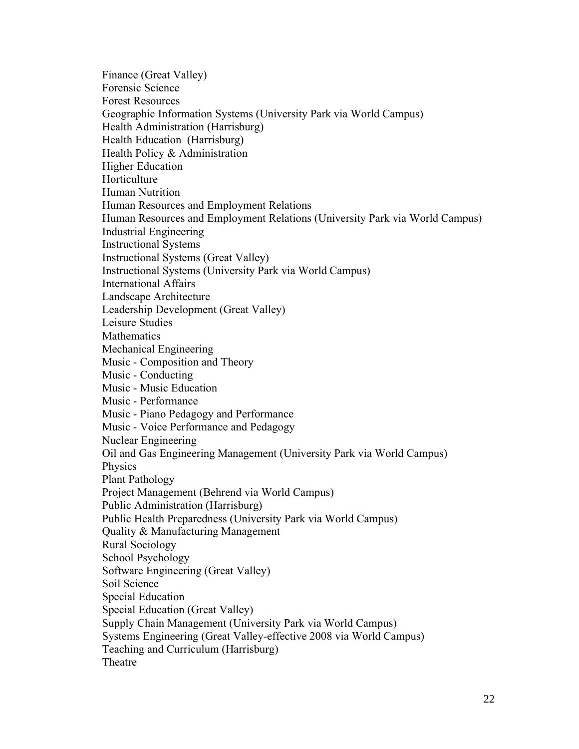Finance (Great Valley)
Forensic Science
Forest Resources
Geographic Information Systems (University Park via World Campus)
Health Administration (Harrisburg)
Health Education  (Harrisburg)
Health Policy & Administration
Higher Education
Horticulture
Human Nutrition
Human Resources and Employment Relations
Human Resources and Employment Relations (University Park via World Campus)
Industrial Engineering
Instructional Systems
Instructional Systems (Great Valley)
Instructional Systems (University Park via World Campus)
International Affairs
Landscape Architecture
Leadership Development (Great Valley)
Leisure Studies
Mathematics
Mechanical Engineering
Music - Composition and Theory
Music - Conducting
Music - Music Education
Music - Performance
Music - Piano Pedagogy and Performance
Music - Voice Performance and Pedagogy
Nuclear Engineering
Oil and Gas Engineering Management (University Park via World Campus)
Physics
Plant Pathology
Project Management (Behrend via World Campus)
Public Administration (Harrisburg)
Public Health Preparedness (University Park via World Campus)
Quality & Manufacturing Management
Rural Sociology
School Psychology
Software Engineering (Great Valley)
Soil Science
Special Education
Special Education (Great Valley)
Supply Chain Management (University Park via World Campus)
Systems Engineering (Great Valley-effective 2008 via World Campus)
Teaching and Curriculum (Harrisburg)
Theatre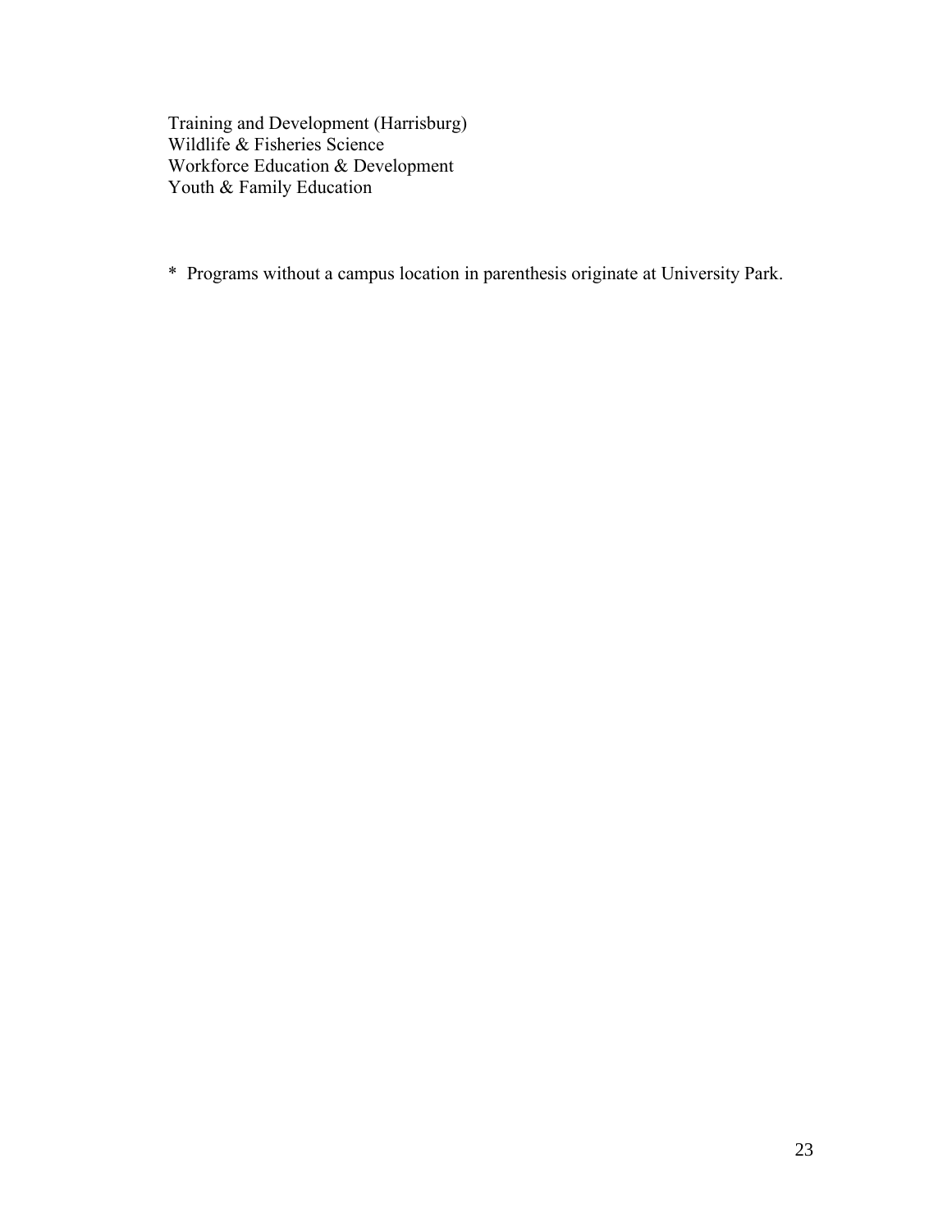Training and Development (Harrisburg)
Wildlife & Fisheries Science
Workforce Education & Development
Youth & Family Education

* Programs without a campus location in parenthesis originate at University Park.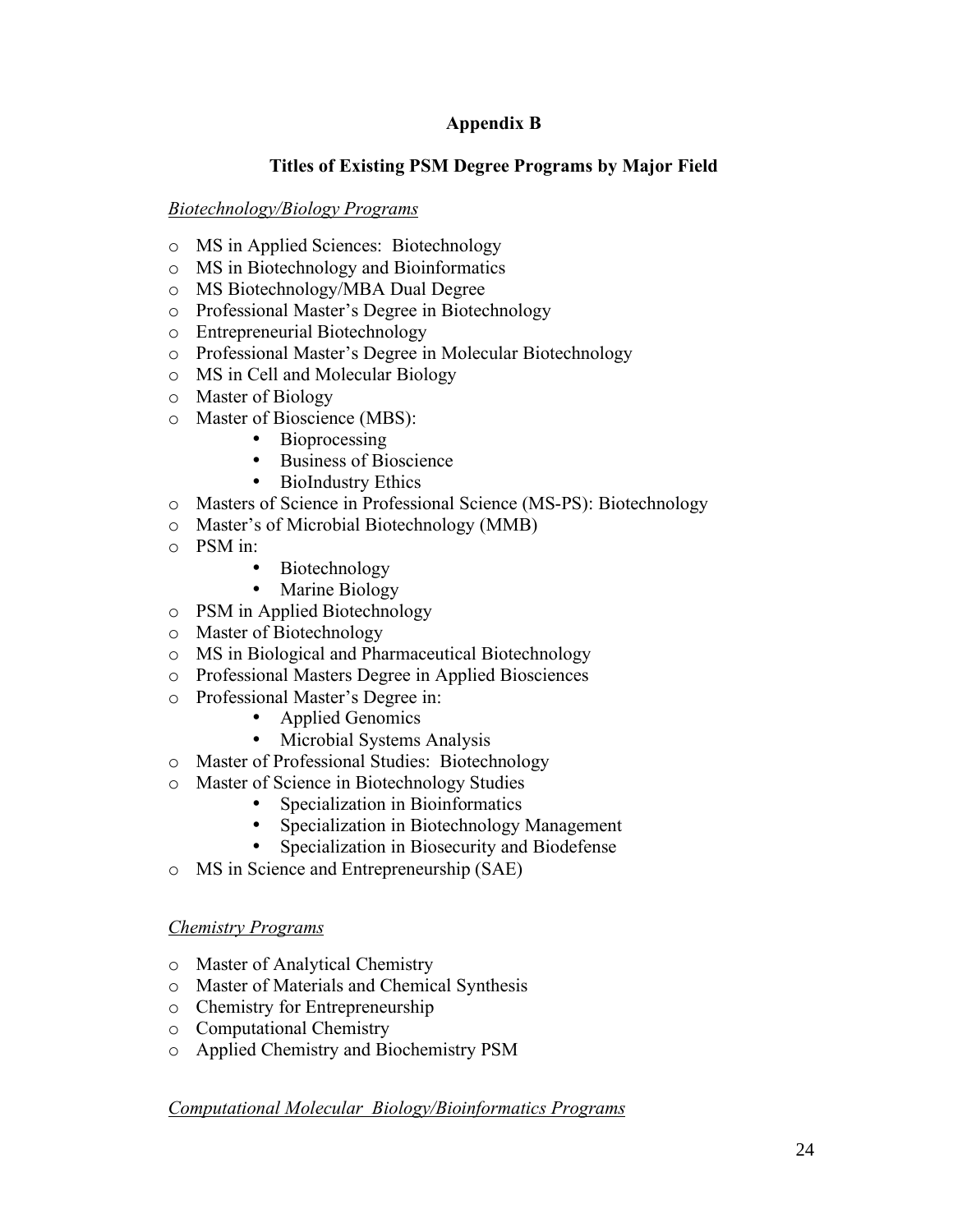# Appendix B

## Titles of Existing PSM Degree Programs by Major Field

*Biotechnology/Biology Programs*

- MS in Applied Sciences:  Biotechnology
- MS in Biotechnology and Bioinformatics
- MS Biotechnology/MBA Dual Degree
- Professional Master's Degree in Biotechnology
- Entrepreneurial Biotechnology
- Professional Master's Degree in Molecular Biotechnology
- MS in Cell and Molecular Biology
- Master of Biology
- Master of Bioscience (MBS):
    - Bioprocessing
    - Business of Bioscience
    - BioIndustry Ethics
- Masters of Science in Professional Science (MS-PS): Biotechnology
- Master's of Microbial Biotechnology (MMB)
- PSM in:
    - Biotechnology
    - Marine Biology
- PSM in Applied Biotechnology
- Master of Biotechnology
- MS in Biological and Pharmaceutical Biotechnology
- Professional Masters Degree in Applied Biosciences
- Professional Master's Degree in:
    - Applied Genomics
    - Microbial Systems Analysis
- Master of Professional Studies:  Biotechnology
- Master of Science in Biotechnology Studies
    - Specialization in Bioinformatics
    - Specialization in Biotechnology Management
    - Specialization in Biosecurity and Biodefense
- MS in Science and Entrepreneurship (SAE)

*Chemistry Programs*

- Master of Analytical Chemistry
- Master of Materials and Chemical Synthesis
- Chemistry for Entrepreneurship
- Computational Chemistry
- Applied Chemistry and Biochemistry PSM

*Computational Molecular  Biology/Bioinformatics Programs*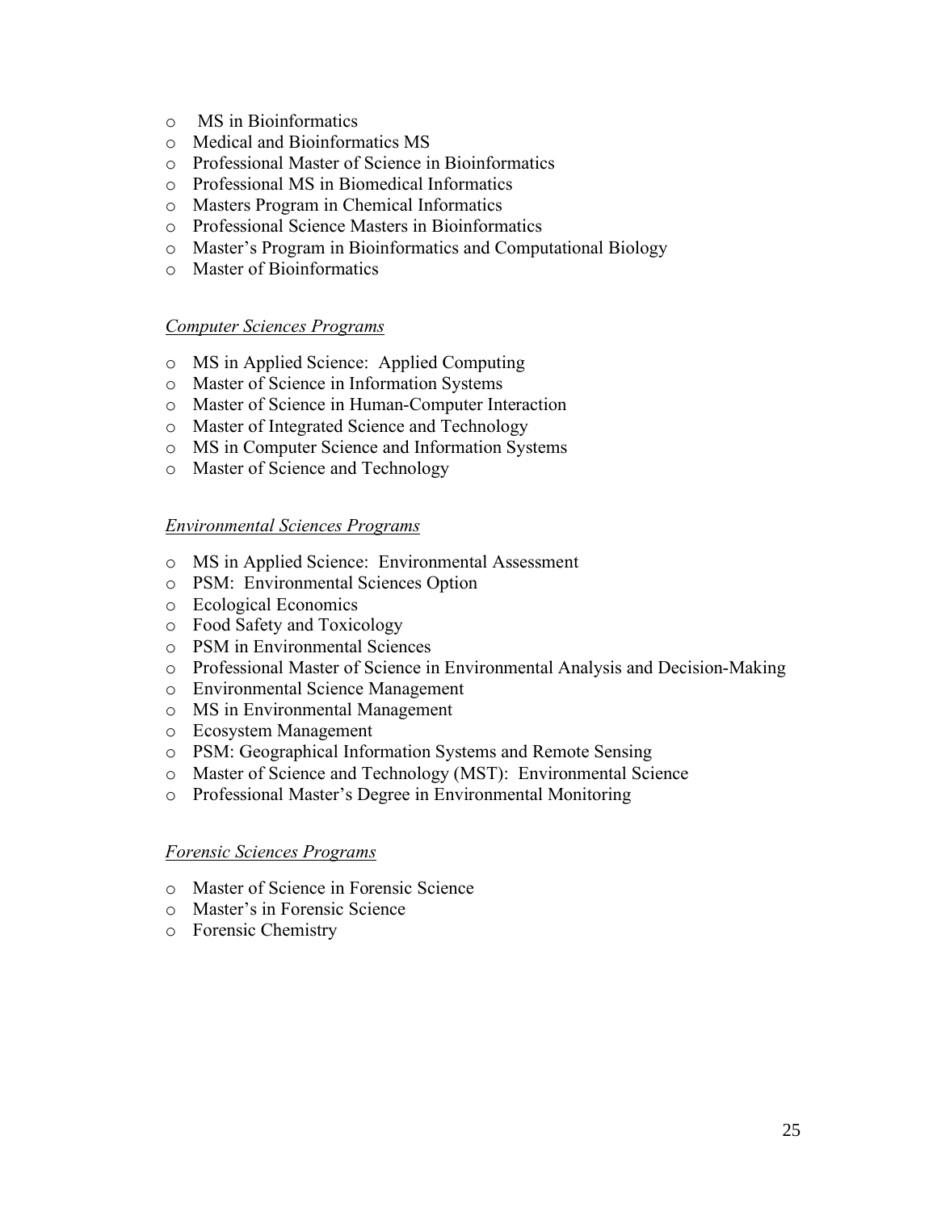- MS in Bioinformatics
- Medical and Bioinformatics MS
- Professional Master of Science in Bioinformatics
- Professional MS in Biomedical Informatics
- Masters Program in Chemical Informatics
- Professional Science Masters in Bioinformatics
- Master's Program in Bioinformatics and Computational Biology
- Master of Bioinformatics

*Computer Sciences Programs*

- MS in Applied Science: Applied Computing
- Master of Science in Information Systems
- Master of Science in Human-Computer Interaction
- Master of Integrated Science and Technology
- MS in Computer Science and Information Systems
- Master of Science and Technology

*Environmental Sciences Programs*

- MS in Applied Science: Environmental Assessment
- PSM: Environmental Sciences Option
- Ecological Economics
- Food Safety and Toxicology
- PSM in Environmental Sciences
- Professional Master of Science in Environmental Analysis and Decision-Making
- Environmental Science Management
- MS in Environmental Management
- Ecosystem Management
- PSM: Geographical Information Systems and Remote Sensing
- Master of Science and Technology (MST): Environmental Science
- Professional Master's Degree in Environmental Monitoring

*Forensic Sciences Programs*

- Master of Science in Forensic Science
- Master's in Forensic Science
- Forensic Chemistry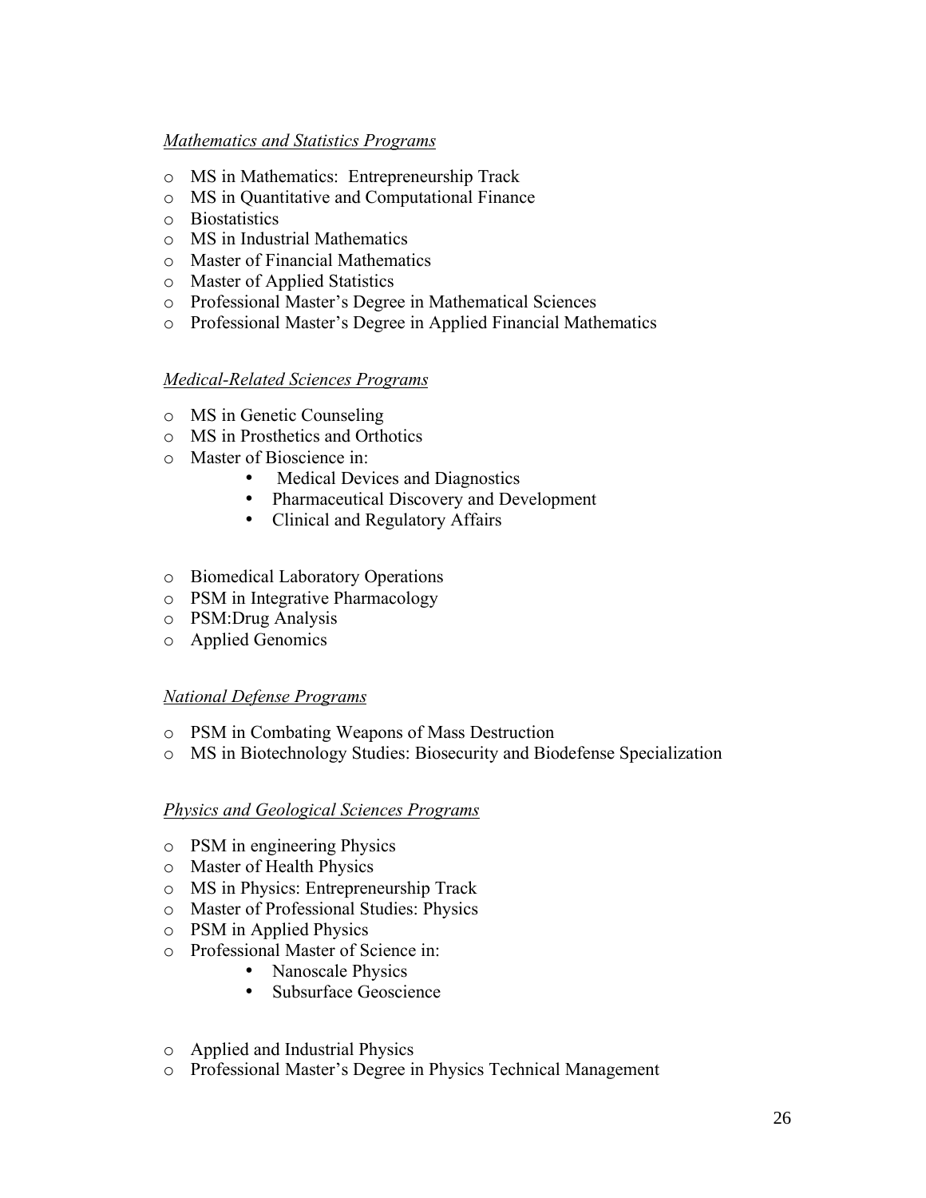*Mathematics and Statistics Programs*

- MS in Mathematics:  Entrepreneurship Track
- MS in Quantitative and Computational Finance
- Biostatistics
- MS in Industrial Mathematics
- Master of Financial Mathematics
- Master of Applied Statistics
- Professional Master's Degree in Mathematical Sciences
- Professional Master's Degree in Applied Financial Mathematics

*Medical-Related Sciences Programs*

- MS in Genetic Counseling
- MS in Prosthetics and Orthotics
- Master of Bioscience in:
    - Medical Devices and Diagnostics
    - Pharmaceutical Discovery and Development
    - Clinical and Regulatory Affairs
- Biomedical Laboratory Operations
- PSM in Integrative Pharmacology
- PSM:Drug Analysis
- Applied Genomics

*National Defense Programs*

- PSM in Combating Weapons of Mass Destruction
- MS in Biotechnology Studies: Biosecurity and Biodefense Specialization

*Physics and Geological Sciences Programs*

- PSM in engineering Physics
- Master of Health Physics
- MS in Physics: Entrepreneurship Track
- Master of Professional Studies: Physics
- PSM in Applied Physics
- Professional Master of Science in:
    - Nanoscale Physics
    - Subsurface Geoscience
- Applied and Industrial Physics
- Professional Master's Degree in Physics Technical Management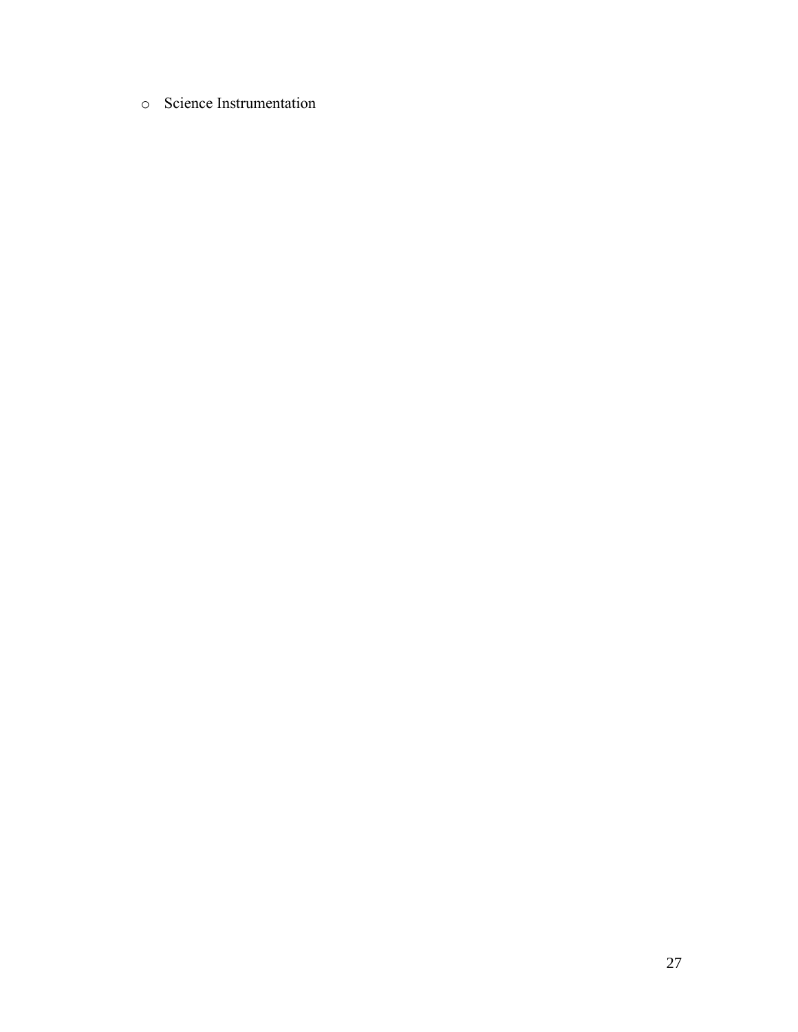- Science Instrumentation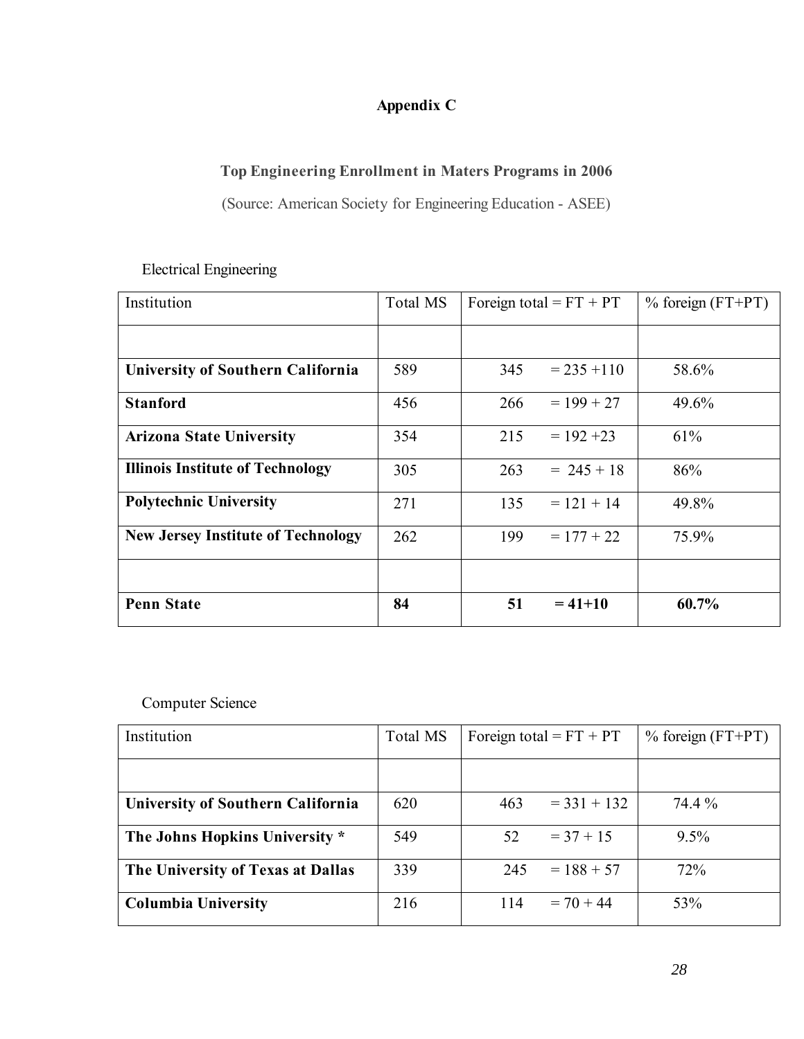# Appendix C

## Top Engineering Enrollment in Maters Programs in 2006

(Source: American Society for Engineering Education - ASEE)

Electrical Engineering

| Institution | Total MS | Foreign total = FT + PT | % foreign (FT+PT) |
|---|---|---|---|
| | | | |
| **University of Southern California** | 589 | 345 = 235 +110 | 58.6% |
| **Stanford** | 456 | 266 = 199 + 27 | 49.6% |
| **Arizona State University** | 354 | 215 = 192 +23 | 61% |
| **Illinois Institute of Technology** | 305 | 263 = 245 + 18 | 86% |
| **Polytechnic University** | 271 | 135 = 121 + 14 | 49.8% |
| **New Jersey Institute of Technology** | 262 | 199 = 177 + 22 | 75.9% |
| | | | |
| **Penn State** | **84** | **51 = 41+10** | **60.7%** |

Computer Science

| Institution | Total MS | Foreign total = FT + PT | % foreign (FT+PT) |
|---|---|---|---|
| | | | |
| **University of Southern California** | 620 | 463 = 331 + 132 | 74.4 % |
| **The Johns Hopkins University *** | 549 | 52 = 37 + 15 | 9.5% |
| **The University of Texas at Dallas** | 339 | 245 = 188 + 57 | 72% |
| **Columbia University** | 216 | 114 = 70 + 44 | 53% |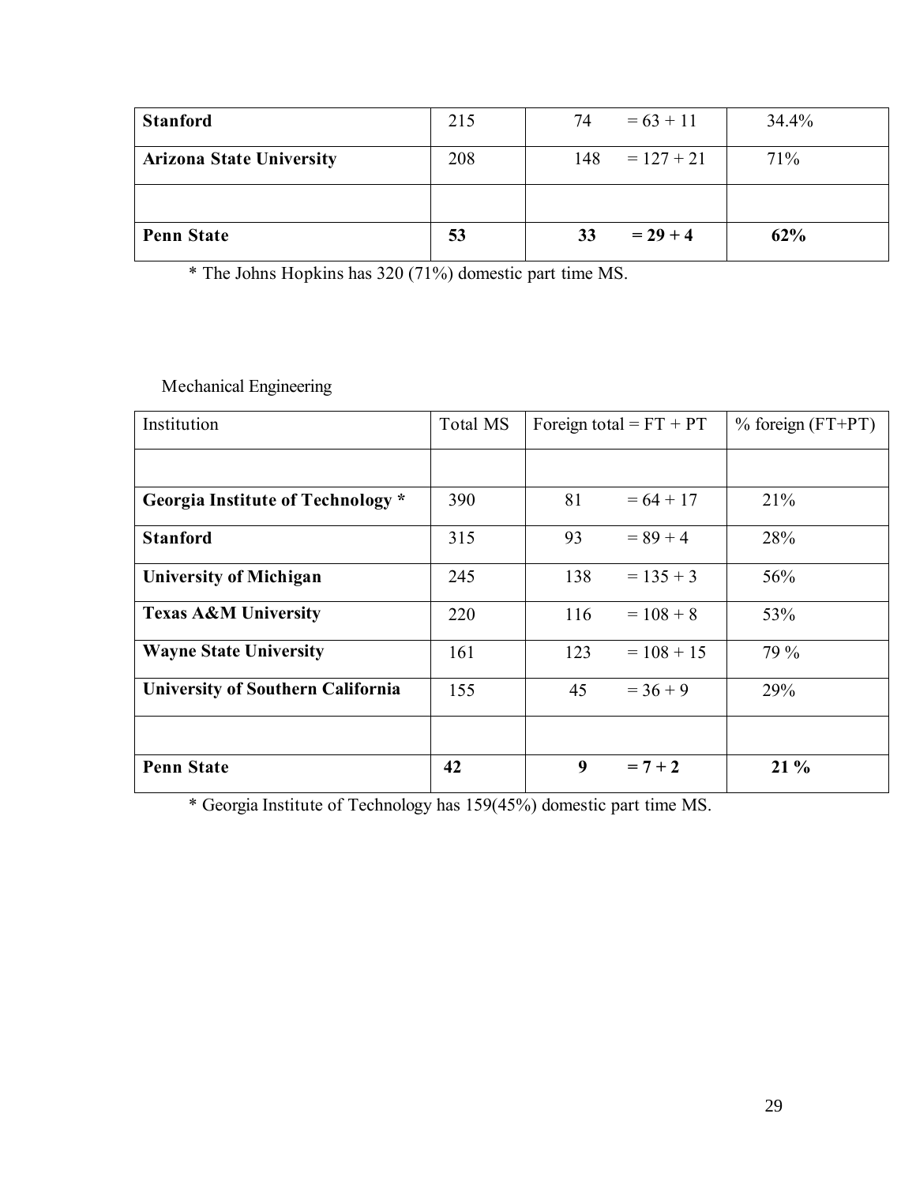| | | | |
|---|---|---|---|
| **Stanford** | 215 | 74 = 63 + 11 | 34.4% |
| **Arizona State University** | 208 | 148 = 127 + 21 | 71% |
| | | | |
| **Penn State** | **53** | **33 = 29 + 4** | **62%** |

* The Johns Hopkins has 320 (71%) domestic part time MS.

Mechanical Engineering

| Institution | Total MS | Foreign total = FT + PT | % foreign (FT+PT) |
|---|---|---|---|
| | | | |
| **Georgia Institute of Technology *** | 390 | 81 = 64 + 17 | 21% |
| **Stanford** | 315 | 93 = 89 + 4 | 28% |
| **University of Michigan** | 245 | 138 = 135 + 3 | 56% |
| **Texas A&M University** | 220 | 116 = 108 + 8 | 53% |
| **Wayne State University** | 161 | 123 = 108 + 15 | 79 % |
| **University of Southern California** | 155 | 45 = 36 + 9 | 29% |
| | | | |
| **Penn State** | **42** | **9 = 7 + 2** | **21 %** |

* Georgia Institute of Technology has 159(45%) domestic part time MS.